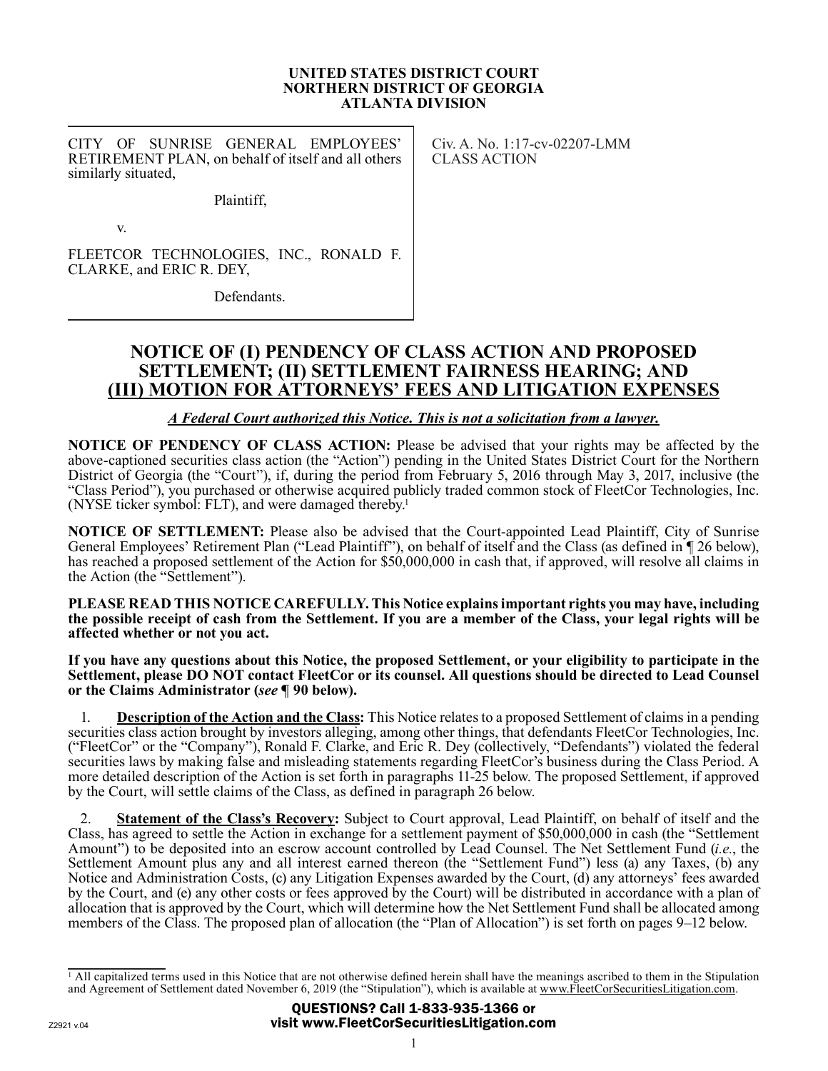**UNITED STATES DISTRICT COURT**
**NORTHERN DISTRICT OF GEORGIA**
**ATLANTA DIVISION**

| | |
|---|---|
| CITY OF SUNRISE GENERAL EMPLOYEES' RETIREMENT PLAN, on behalf of itself and all others similarly situated,<br><br>Plaintiff,<br><br>v.<br><br>FLEETCOR TECHNOLOGIES, INC., RONALD F. CLARKE, and ERIC R. DEY,<br><br>Defendants. | Civ. A. No. 1:17-cv-02207-LMM<br>CLASS ACTION |

# NOTICE OF (I) PENDENCY OF CLASS ACTION AND PROPOSED SETTLEMENT; (II) SETTLEMENT FAIRNESS HEARING; AND (III) MOTION FOR ATTORNEYS' FEES AND LITIGATION EXPENSES

***A Federal Court authorized this Notice. This is not a solicitation from a lawyer.***

**NOTICE OF PENDENCY OF CLASS ACTION:** Please be advised that your rights may be affected by the above-captioned securities class action (the "Action") pending in the United States District Court for the Northern District of Georgia (the "Court"), if, during the period from February 5, 2016 through May 3, 2017, inclusive (the "Class Period"), you purchased or otherwise acquired publicly traded common stock of FleetCor Technologies, Inc. (NYSE ticker symbol: FLT), and were damaged thereby.[1]

**NOTICE OF SETTLEMENT:** Please also be advised that the Court-appointed Lead Plaintiff, City of Sunrise General Employees' Retirement Plan ("Lead Plaintiff"), on behalf of itself and the Class (as defined in ¶ 26 below), has reached a proposed settlement of the Action for $50,000,000 in cash that, if approved, will resolve all claims in the Action (the "Settlement").

**PLEASE READ THIS NOTICE CAREFULLY. This Notice explains important rights you may have, including the possible receipt of cash from the Settlement. If you are a member of the Class, your legal rights will be affected whether or not you act.**

**If you have any questions about this Notice, the proposed Settlement, or your eligibility to participate in the Settlement, please DO NOT contact FleetCor or its counsel. All questions should be directed to Lead Counsel or the Claims Administrator (*see* ¶ 90 below).**

1. **Description of the Action and the Class:** This Notice relates to a proposed Settlement of claims in a pending securities class action brought by investors alleging, among other things, that defendants FleetCor Technologies, Inc. ("FleetCor" or the "Company"), Ronald F. Clarke, and Eric R. Dey (collectively, "Defendants") violated the federal securities laws by making false and misleading statements regarding FleetCor's business during the Class Period. A more detailed description of the Action is set forth in paragraphs 11-25 below. The proposed Settlement, if approved by the Court, will settle claims of the Class, as defined in paragraph 26 below.

2. **Statement of the Class's Recovery:** Subject to Court approval, Lead Plaintiff, on behalf of itself and the Class, has agreed to settle the Action in exchange for a settlement payment of $50,000,000 in cash (the "Settlement Amount") to be deposited into an escrow account controlled by Lead Counsel. The Net Settlement Fund (*i.e.*, the Settlement Amount plus any and all interest earned thereon (the "Settlement Fund") less (a) any Taxes, (b) any Notice and Administration Costs, (c) any Litigation Expenses awarded by the Court, (d) any attorneys' fees awarded by the Court, and (e) any other costs or fees approved by the Court) will be distributed in accordance with a plan of allocation that is approved by the Court, which will determine how the Net Settlement Fund shall be allocated among members of the Class. The proposed plan of allocation (the "Plan of Allocation") is set forth on pages 9–12 below.

[1] All capitalized terms used in this Notice that are not otherwise defined herein shall have the meanings ascribed to them in the Stipulation and Agreement of Settlement dated November 6, 2019 (the "Stipulation"), which is available at www.FleetCorSecuritiesLitigation.com.

**QUESTIONS? Call 1-833-935-1366 or visit www.FleetCorSecuritiesLitigation.com**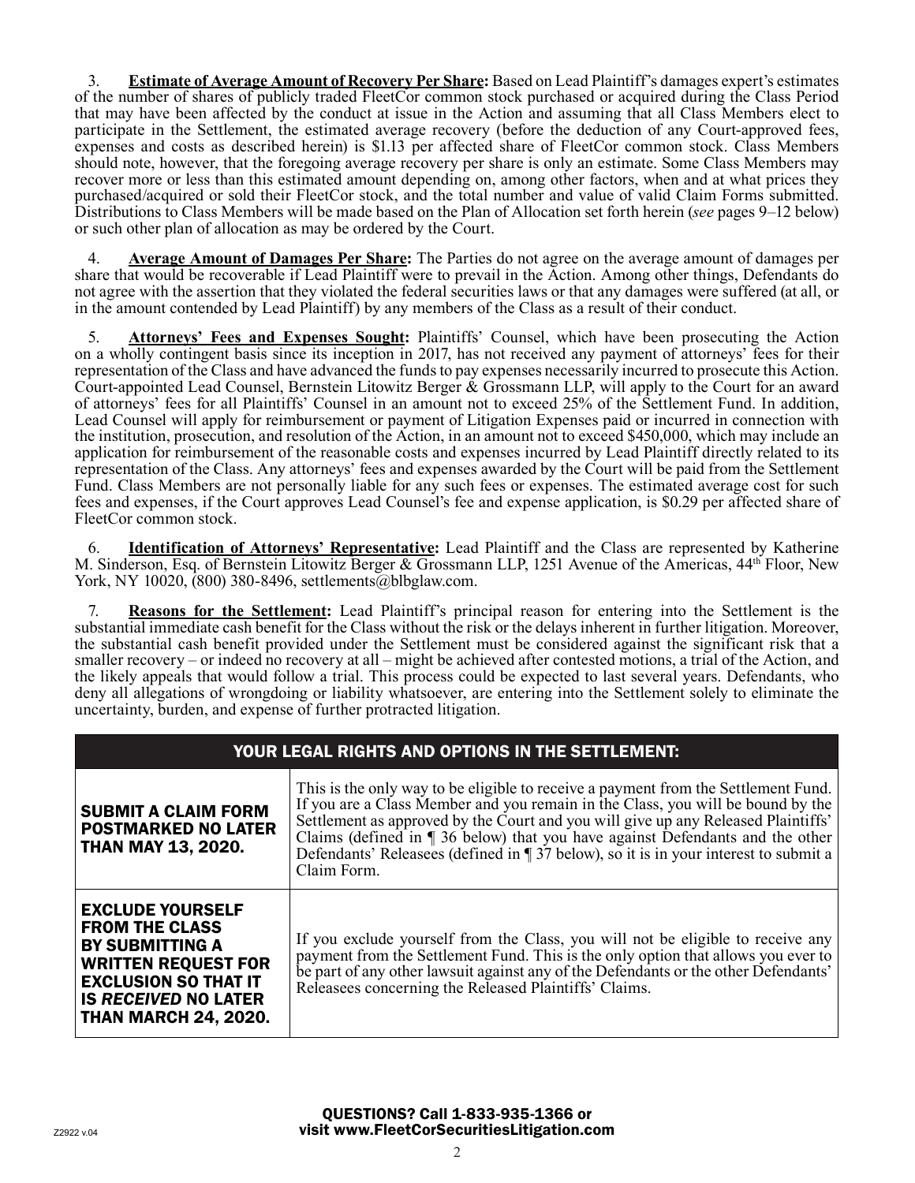3. **Estimate of Average Amount of Recovery Per Share:** Based on Lead Plaintiff's damages expert's estimates of the number of shares of publicly traded FleetCor common stock purchased or acquired during the Class Period that may have been affected by the conduct at issue in the Action and assuming that all Class Members elect to participate in the Settlement, the estimated average recovery (before the deduction of any Court-approved fees, expenses and costs as described herein) is $1.13 per affected share of FleetCor common stock. Class Members should note, however, that the foregoing average recovery per share is only an estimate. Some Class Members may recover more or less than this estimated amount depending on, among other factors, when and at what prices they purchased/acquired or sold their FleetCor stock, and the total number and value of valid Claim Forms submitted. Distributions to Class Members will be made based on the Plan of Allocation set forth herein (*see* pages 9–12 below) or such other plan of allocation as may be ordered by the Court.

4. **Average Amount of Damages Per Share:** The Parties do not agree on the average amount of damages per share that would be recoverable if Lead Plaintiff were to prevail in the Action. Among other things, Defendants do not agree with the assertion that they violated the federal securities laws or that any damages were suffered (at all, or in the amount contended by Lead Plaintiff) by any members of the Class as a result of their conduct.

5. **Attorneys' Fees and Expenses Sought:** Plaintiffs' Counsel, which have been prosecuting the Action on a wholly contingent basis since its inception in 2017, has not received any payment of attorneys' fees for their representation of the Class and have advanced the funds to pay expenses necessarily incurred to prosecute this Action. Court-appointed Lead Counsel, Bernstein Litowitz Berger & Grossmann LLP, will apply to the Court for an award of attorneys' fees for all Plaintiffs' Counsel in an amount not to exceed 25% of the Settlement Fund. In addition, Lead Counsel will apply for reimbursement or payment of Litigation Expenses paid or incurred in connection with the institution, prosecution, and resolution of the Action, in an amount not to exceed $450,000, which may include an application for reimbursement of the reasonable costs and expenses incurred by Lead Plaintiff directly related to its representation of the Class. Any attorneys' fees and expenses awarded by the Court will be paid from the Settlement Fund. Class Members are not personally liable for any such fees or expenses. The estimated average cost for such fees and expenses, if the Court approves Lead Counsel's fee and expense application, is $0.29 per affected share of FleetCor common stock.

6. **Identification of Attorneys' Representative:** Lead Plaintiff and the Class are represented by Katherine M. Sinderson, Esq. of Bernstein Litowitz Berger & Grossmann LLP, 1251 Avenue of the Americas, 44th Floor, New York, NY 10020, (800) 380-8496, settlements@blbglaw.com.

7. **Reasons for the Settlement:** Lead Plaintiff's principal reason for entering into the Settlement is the substantial immediate cash benefit for the Class without the risk or the delays inherent in further litigation. Moreover, the substantial cash benefit provided under the Settlement must be considered against the significant risk that a smaller recovery – or indeed no recovery at all – might be achieved after contested motions, a trial of the Action, and the likely appeals that would follow a trial. This process could be expected to last several years. Defendants, who deny all allegations of wrongdoing or liability whatsoever, are entering into the Settlement solely to eliminate the uncertainty, burden, and expense of further protracted litigation.

| YOUR LEGAL RIGHTS AND OPTIONS IN THE SETTLEMENT: | |
|---|---|
| **SUBMIT A CLAIM FORM POSTMARKED NO LATER THAN MAY 13, 2020.** | This is the only way to be eligible to receive a payment from the Settlement Fund. If you are a Class Member and you remain in the Class, you will be bound by the Settlement as approved by the Court and you will give up any Released Plaintiffs' Claims (defined in ¶ 36 below) that you have against Defendants and the other Defendants' Releasees (defined in ¶ 37 below), so it is in your interest to submit a Claim Form. |
| **EXCLUDE YOURSELF FROM THE CLASS BY SUBMITTING A WRITTEN REQUEST FOR EXCLUSION SO THAT IT IS *RECEIVED* NO LATER THAN MARCH 24, 2020.** | If you exclude yourself from the Class, you will not be eligible to receive any payment from the Settlement Fund. This is the only option that allows you ever to be part of any other lawsuit against any of the Defendants or the other Defendants' Releasees concerning the Released Plaintiffs' Claims. |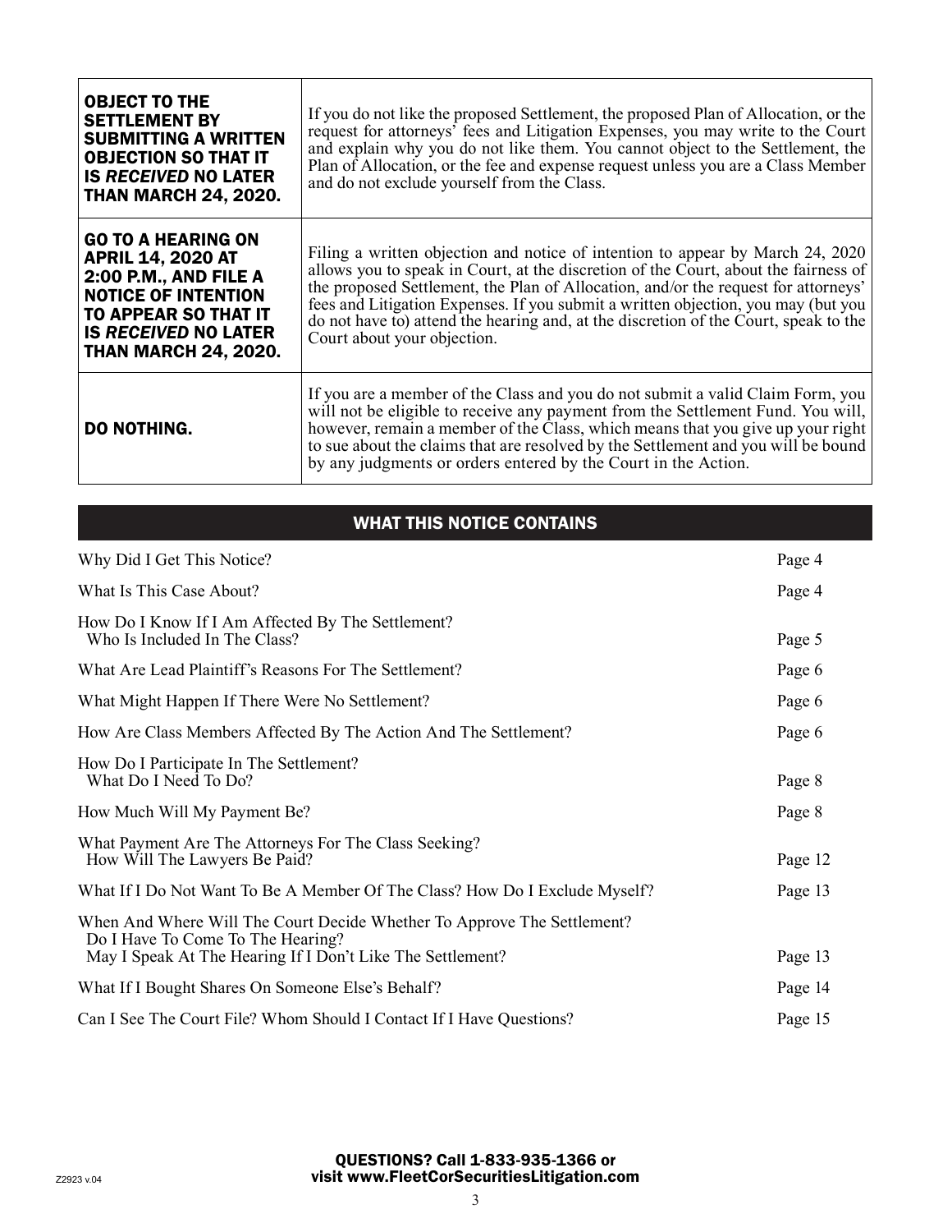| | |
|---|---|
| **OBJECT TO THE SETTLEMENT BY SUBMITTING A WRITTEN OBJECTION SO THAT IT IS *RECEIVED* NO LATER THAN MARCH 24, 2020.** | If you do not like the proposed Settlement, the proposed Plan of Allocation, or the request for attorneys' fees and Litigation Expenses, you may write to the Court and explain why you do not like them. You cannot object to the Settlement, the Plan of Allocation, or the fee and expense request unless you are a Class Member and do not exclude yourself from the Class. |
| **GO TO A HEARING ON APRIL 14, 2020 AT 2:00 P.M., AND FILE A NOTICE OF INTENTION TO APPEAR SO THAT IT IS *RECEIVED* NO LATER THAN MARCH 24, 2020.** | Filing a written objection and notice of intention to appear by March 24, 2020 allows you to speak in Court, at the discretion of the Court, about the fairness of the proposed Settlement, the Plan of Allocation, and/or the request for attorneys' fees and Litigation Expenses. If you submit a written objection, you may (but you do not have to) attend the hearing and, at the discretion of the Court, speak to the Court about your objection. |
| **DO NOTHING.** | If you are a member of the Class and you do not submit a valid Claim Form, you will not be eligible to receive any payment from the Settlement Fund. You will, however, remain a member of the Class, which means that you give up your right to sue about the claims that are resolved by the Settlement and you will be bound by any judgments or orders entered by the Court in the Action. |

## WHAT THIS NOTICE CONTAINS

| | |
|---|---|
| Why Did I Get This Notice? | Page 4 |
| What Is This Case About? | Page 4 |
| How Do I Know If I Am Affected By The Settlement? Who Is Included In The Class? | Page 5 |
| What Are Lead Plaintiff's Reasons For The Settlement? | Page 6 |
| What Might Happen If There Were No Settlement? | Page 6 |
| How Are Class Members Affected By The Action And The Settlement? | Page 6 |
| How Do I Participate In The Settlement? What Do I Need To Do? | Page 8 |
| How Much Will My Payment Be? | Page 8 |
| What Payment Are The Attorneys For The Class Seeking? How Will The Lawyers Be Paid? | Page 12 |
| What If I Do Not Want To Be A Member Of The Class? How Do I Exclude Myself? | Page 13 |
| When And Where Will The Court Decide Whether To Approve The Settlement? Do I Have To Come To The Hearing? May I Speak At The Hearing If I Don't Like The Settlement? | Page 13 |
| What If I Bought Shares On Someone Else's Behalf? | Page 14 |
| Can I See The Court File? Whom Should I Contact If I Have Questions? | Page 15 |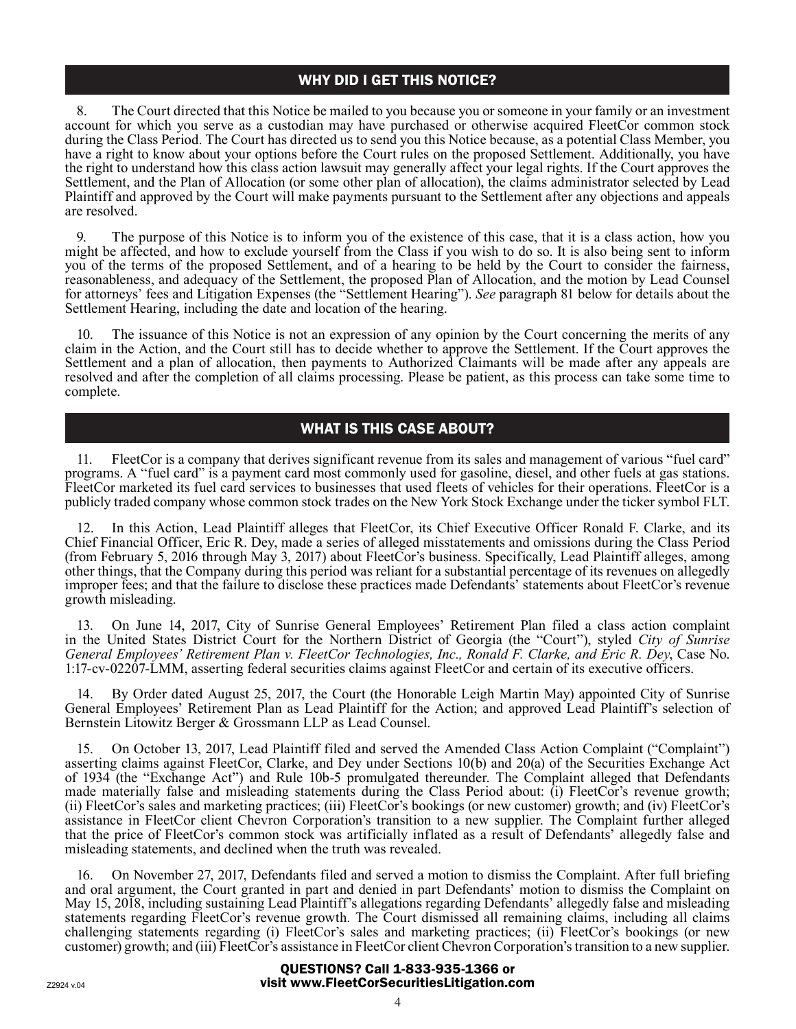## WHY DID I GET THIS NOTICE?

8. The Court directed that this Notice be mailed to you because you or someone in your family or an investment account for which you serve as a custodian may have purchased or otherwise acquired FleetCor common stock during the Class Period. The Court has directed us to send you this Notice because, as a potential Class Member, you have a right to know about your options before the Court rules on the proposed Settlement. Additionally, you have the right to understand how this class action lawsuit may generally affect your legal rights. If the Court approves the Settlement, and the Plan of Allocation (or some other plan of allocation), the claims administrator selected by Lead Plaintiff and approved by the Court will make payments pursuant to the Settlement after any objections and appeals are resolved.

9. The purpose of this Notice is to inform you of the existence of this case, that it is a class action, how you might be affected, and how to exclude yourself from the Class if you wish to do so. It is also being sent to inform you of the terms of the proposed Settlement, and of a hearing to be held by the Court to consider the fairness, reasonableness, and adequacy of the Settlement, the proposed Plan of Allocation, and the motion by Lead Counsel for attorneys' fees and Litigation Expenses (the "Settlement Hearing"). *See* paragraph 81 below for details about the Settlement Hearing, including the date and location of the hearing.

10. The issuance of this Notice is not an expression of any opinion by the Court concerning the merits of any claim in the Action, and the Court still has to decide whether to approve the Settlement. If the Court approves the Settlement and a plan of allocation, then payments to Authorized Claimants will be made after any appeals are resolved and after the completion of all claims processing. Please be patient, as this process can take some time to complete.

## WHAT IS THIS CASE ABOUT?

11. FleetCor is a company that derives significant revenue from its sales and management of various "fuel card" programs. A "fuel card" is a payment card most commonly used for gasoline, diesel, and other fuels at gas stations. FleetCor marketed its fuel card services to businesses that used fleets of vehicles for their operations. FleetCor is a publicly traded company whose common stock trades on the New York Stock Exchange under the ticker symbol FLT.

12. In this Action, Lead Plaintiff alleges that FleetCor, its Chief Executive Officer Ronald F. Clarke, and its Chief Financial Officer, Eric R. Dey, made a series of alleged misstatements and omissions during the Class Period (from February 5, 2016 through May 3, 2017) about FleetCor's business. Specifically, Lead Plaintiff alleges, among other things, that the Company during this period was reliant for a substantial percentage of its revenues on allegedly improper fees; and that the failure to disclose these practices made Defendants' statements about FleetCor's revenue growth misleading.

13. On June 14, 2017, City of Sunrise General Employees' Retirement Plan filed a class action complaint in the United States District Court for the Northern District of Georgia (the "Court"), styled *City of Sunrise General Employees' Retirement Plan v. FleetCor Technologies, Inc., Ronald F. Clarke, and Eric R. Dey*, Case No. 1:17-cv-02207-LMM, asserting federal securities claims against FleetCor and certain of its executive officers.

14. By Order dated August 25, 2017, the Court (the Honorable Leigh Martin May) appointed City of Sunrise General Employees' Retirement Plan as Lead Plaintiff for the Action; and approved Lead Plaintiff's selection of Bernstein Litowitz Berger & Grossmann LLP as Lead Counsel.

15. On October 13, 2017, Lead Plaintiff filed and served the Amended Class Action Complaint ("Complaint") asserting claims against FleetCor, Clarke, and Dey under Sections 10(b) and 20(a) of the Securities Exchange Act of 1934 (the "Exchange Act") and Rule 10b-5 promulgated thereunder. The Complaint alleged that Defendants made materially false and misleading statements during the Class Period about: (i) FleetCor's revenue growth; (ii) FleetCor's sales and marketing practices; (iii) FleetCor's bookings (or new customer) growth; and (iv) FleetCor's assistance in FleetCor client Chevron Corporation's transition to a new supplier. The Complaint further alleged that the price of FleetCor's common stock was artificially inflated as a result of Defendants' allegedly false and misleading statements, and declined when the truth was revealed.

16. On November 27, 2017, Defendants filed and served a motion to dismiss the Complaint. After full briefing and oral argument, the Court granted in part and denied in part Defendants' motion to dismiss the Complaint on May 15, 2018, including sustaining Lead Plaintiff's allegations regarding Defendants' allegedly false and misleading statements regarding FleetCor's revenue growth. The Court dismissed all remaining claims, including all claims challenging statements regarding (i) FleetCor's sales and marketing practices; (ii) FleetCor's bookings (or new customer) growth; and (iii) FleetCor's assistance in FleetCor client Chevron Corporation's transition to a new supplier.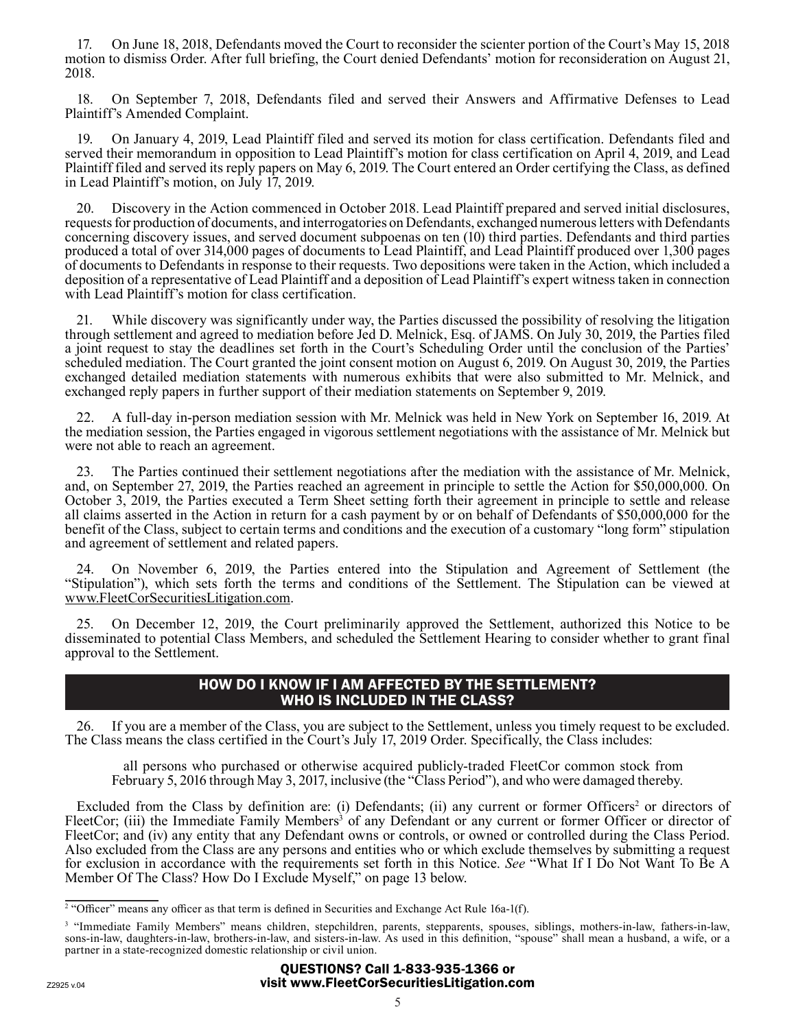17. On June 18, 2018, Defendants moved the Court to reconsider the scienter portion of the Court's May 15, 2018 motion to dismiss Order. After full briefing, the Court denied Defendants' motion for reconsideration on August 21, 2018.

18. On September 7, 2018, Defendants filed and served their Answers and Affirmative Defenses to Lead Plaintiff's Amended Complaint.

19. On January 4, 2019, Lead Plaintiff filed and served its motion for class certification. Defendants filed and served their memorandum in opposition to Lead Plaintiff's motion for class certification on April 4, 2019, and Lead Plaintiff filed and served its reply papers on May 6, 2019. The Court entered an Order certifying the Class, as defined in Lead Plaintiff's motion, on July 17, 2019.

20. Discovery in the Action commenced in October 2018. Lead Plaintiff prepared and served initial disclosures, requests for production of documents, and interrogatories on Defendants, exchanged numerous letters with Defendants concerning discovery issues, and served document subpoenas on ten (10) third parties. Defendants and third parties produced a total of over 314,000 pages of documents to Lead Plaintiff, and Lead Plaintiff produced over 1,300 pages of documents to Defendants in response to their requests. Two depositions were taken in the Action, which included a deposition of a representative of Lead Plaintiff and a deposition of Lead Plaintiff's expert witness taken in connection with Lead Plaintiff's motion for class certification.

21. While discovery was significantly under way, the Parties discussed the possibility of resolving the litigation through settlement and agreed to mediation before Jed D. Melnick, Esq. of JAMS. On July 30, 2019, the Parties filed a joint request to stay the deadlines set forth in the Court's Scheduling Order until the conclusion of the Parties' scheduled mediation. The Court granted the joint consent motion on August 6, 2019. On August 30, 2019, the Parties exchanged detailed mediation statements with numerous exhibits that were also submitted to Mr. Melnick, and exchanged reply papers in further support of their mediation statements on September 9, 2019.

22. A full-day in-person mediation session with Mr. Melnick was held in New York on September 16, 2019. At the mediation session, the Parties engaged in vigorous settlement negotiations with the assistance of Mr. Melnick but were not able to reach an agreement.

23. The Parties continued their settlement negotiations after the mediation with the assistance of Mr. Melnick, and, on September 27, 2019, the Parties reached an agreement in principle to settle the Action for $50,000,000. On October 3, 2019, the Parties executed a Term Sheet setting forth their agreement in principle to settle and release all claims asserted in the Action in return for a cash payment by or on behalf of Defendants of $50,000,000 for the benefit of the Class, subject to certain terms and conditions and the execution of a customary "long form" stipulation and agreement of settlement and related papers.

24. On November 6, 2019, the Parties entered into the Stipulation and Agreement of Settlement (the "Stipulation"), which sets forth the terms and conditions of the Settlement. The Stipulation can be viewed at www.FleetCorSecuritiesLitigation.com.

25. On December 12, 2019, the Court preliminarily approved the Settlement, authorized this Notice to be disseminated to potential Class Members, and scheduled the Settlement Hearing to consider whether to grant final approval to the Settlement.

## HOW DO I KNOW IF I AM AFFECTED BY THE SETTLEMENT? WHO IS INCLUDED IN THE CLASS?

26. If you are a member of the Class, you are subject to the Settlement, unless you timely request to be excluded. The Class means the class certified in the Court's July 17, 2019 Order. Specifically, the Class includes:

> all persons who purchased or otherwise acquired publicly-traded FleetCor common stock from February 5, 2016 through May 3, 2017, inclusive (the "Class Period"), and who were damaged thereby.

Excluded from the Class by definition are: (i) Defendants; (ii) any current or former Officers[2] or directors of FleetCor; (iii) the Immediate Family Members[3] of any Defendant or any current or former Officer or director of FleetCor; and (iv) any entity that any Defendant owns or controls, or owned or controlled during the Class Period. Also excluded from the Class are any persons and entities who or which exclude themselves by submitting a request for exclusion in accordance with the requirements set forth in this Notice. *See* "What If I Do Not Want To Be A Member Of The Class? How Do I Exclude Myself," on page 13 below.

[2] "Officer" means any officer as that term is defined in Securities and Exchange Act Rule 16a-1(f).

[3] "Immediate Family Members" means children, stepchildren, parents, stepparents, spouses, siblings, mothers-in-law, fathers-in-law, sons-in-law, daughters-in-law, brothers-in-law, and sisters-in-law. As used in this definition, "spouse" shall mean a husband, a wife, or a partner in a state-recognized domestic relationship or civil union.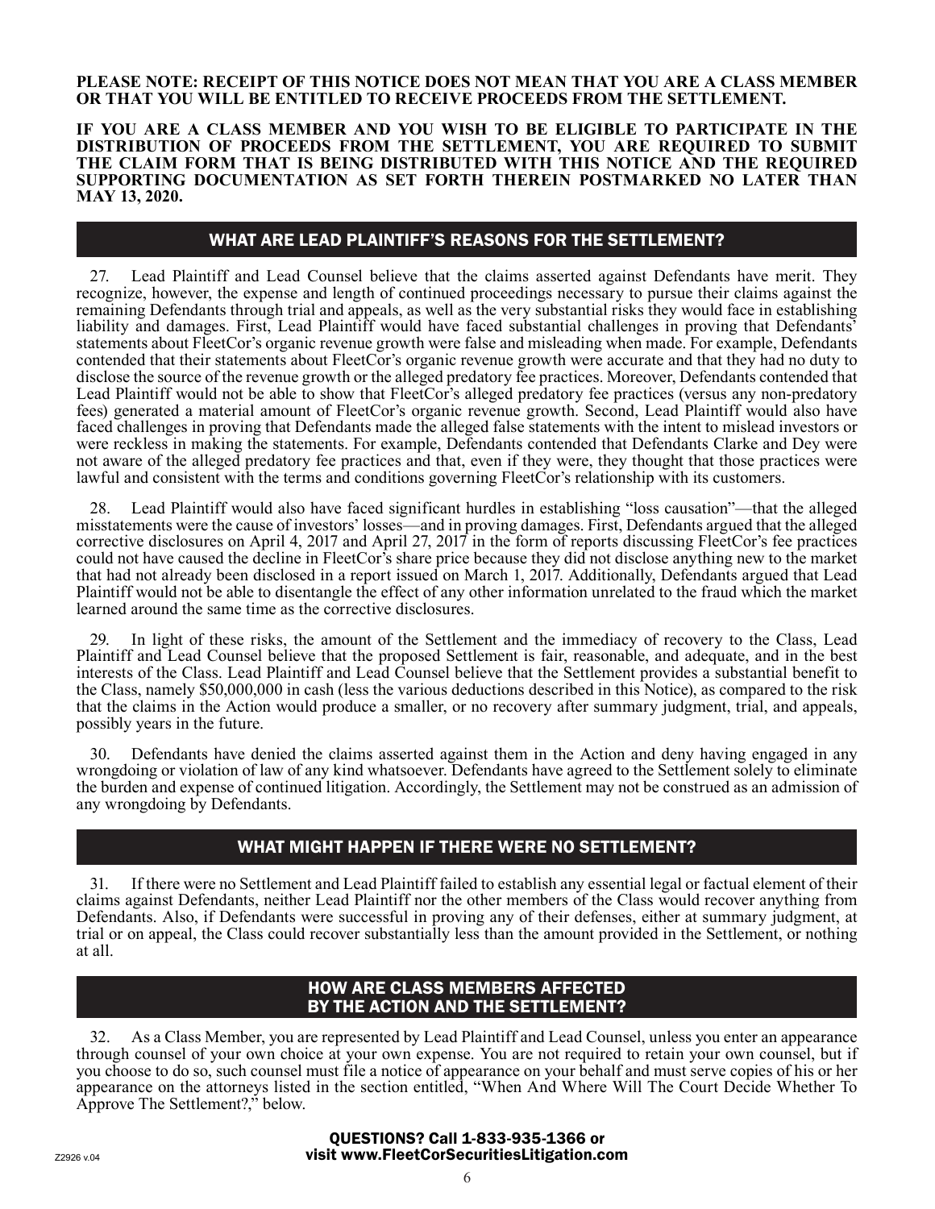**PLEASE NOTE: RECEIPT OF THIS NOTICE DOES NOT MEAN THAT YOU ARE A CLASS MEMBER OR THAT YOU WILL BE ENTITLED TO RECEIVE PROCEEDS FROM THE SETTLEMENT.**

**IF YOU ARE A CLASS MEMBER AND YOU WISH TO BE ELIGIBLE TO PARTICIPATE IN THE DISTRIBUTION OF PROCEEDS FROM THE SETTLEMENT, YOU ARE REQUIRED TO SUBMIT THE CLAIM FORM THAT IS BEING DISTRIBUTED WITH THIS NOTICE AND THE REQUIRED SUPPORTING DOCUMENTATION AS SET FORTH THEREIN POSTMARKED NO LATER THAN MAY 13, 2020.**

## WHAT ARE LEAD PLAINTIFF'S REASONS FOR THE SETTLEMENT?

27. Lead Plaintiff and Lead Counsel believe that the claims asserted against Defendants have merit. They recognize, however, the expense and length of continued proceedings necessary to pursue their claims against the remaining Defendants through trial and appeals, as well as the very substantial risks they would face in establishing liability and damages. First, Lead Plaintiff would have faced substantial challenges in proving that Defendants' statements about FleetCor's organic revenue growth were false and misleading when made. For example, Defendants contended that their statements about FleetCor's organic revenue growth were accurate and that they had no duty to disclose the source of the revenue growth or the alleged predatory fee practices. Moreover, Defendants contended that Lead Plaintiff would not be able to show that FleetCor's alleged predatory fee practices (versus any non-predatory fees) generated a material amount of FleetCor's organic revenue growth. Second, Lead Plaintiff would also have faced challenges in proving that Defendants made the alleged false statements with the intent to mislead investors or were reckless in making the statements. For example, Defendants contended that Defendants Clarke and Dey were not aware of the alleged predatory fee practices and that, even if they were, they thought that those practices were lawful and consistent with the terms and conditions governing FleetCor's relationship with its customers.

28. Lead Plaintiff would also have faced significant hurdles in establishing "loss causation"—that the alleged misstatements were the cause of investors' losses—and in proving damages. First, Defendants argued that the alleged corrective disclosures on April 4, 2017 and April 27, 2017 in the form of reports discussing FleetCor's fee practices could not have caused the decline in FleetCor's share price because they did not disclose anything new to the market that had not already been disclosed in a report issued on March 1, 2017. Additionally, Defendants argued that Lead Plaintiff would not be able to disentangle the effect of any other information unrelated to the fraud which the market learned around the same time as the corrective disclosures.

29. In light of these risks, the amount of the Settlement and the immediacy of recovery to the Class, Lead Plaintiff and Lead Counsel believe that the proposed Settlement is fair, reasonable, and adequate, and in the best interests of the Class. Lead Plaintiff and Lead Counsel believe that the Settlement provides a substantial benefit to the Class, namely $50,000,000 in cash (less the various deductions described in this Notice), as compared to the risk that the claims in the Action would produce a smaller, or no recovery after summary judgment, trial, and appeals, possibly years in the future.

30. Defendants have denied the claims asserted against them in the Action and deny having engaged in any wrongdoing or violation of law of any kind whatsoever. Defendants have agreed to the Settlement solely to eliminate the burden and expense of continued litigation. Accordingly, the Settlement may not be construed as an admission of any wrongdoing by Defendants.

## WHAT MIGHT HAPPEN IF THERE WERE NO SETTLEMENT?

31. If there were no Settlement and Lead Plaintiff failed to establish any essential legal or factual element of their claims against Defendants, neither Lead Plaintiff nor the other members of the Class would recover anything from Defendants. Also, if Defendants were successful in proving any of their defenses, either at summary judgment, at trial or on appeal, the Class could recover substantially less than the amount provided in the Settlement, or nothing at all.

## HOW ARE CLASS MEMBERS AFFECTED BY THE ACTION AND THE SETTLEMENT?

32. As a Class Member, you are represented by Lead Plaintiff and Lead Counsel, unless you enter an appearance through counsel of your own choice at your own expense. You are not required to retain your own counsel, but if you choose to do so, such counsel must file a notice of appearance on your behalf and must serve copies of his or her appearance on the attorneys listed in the section entitled, "When And Where Will The Court Decide Whether To Approve The Settlement?," below.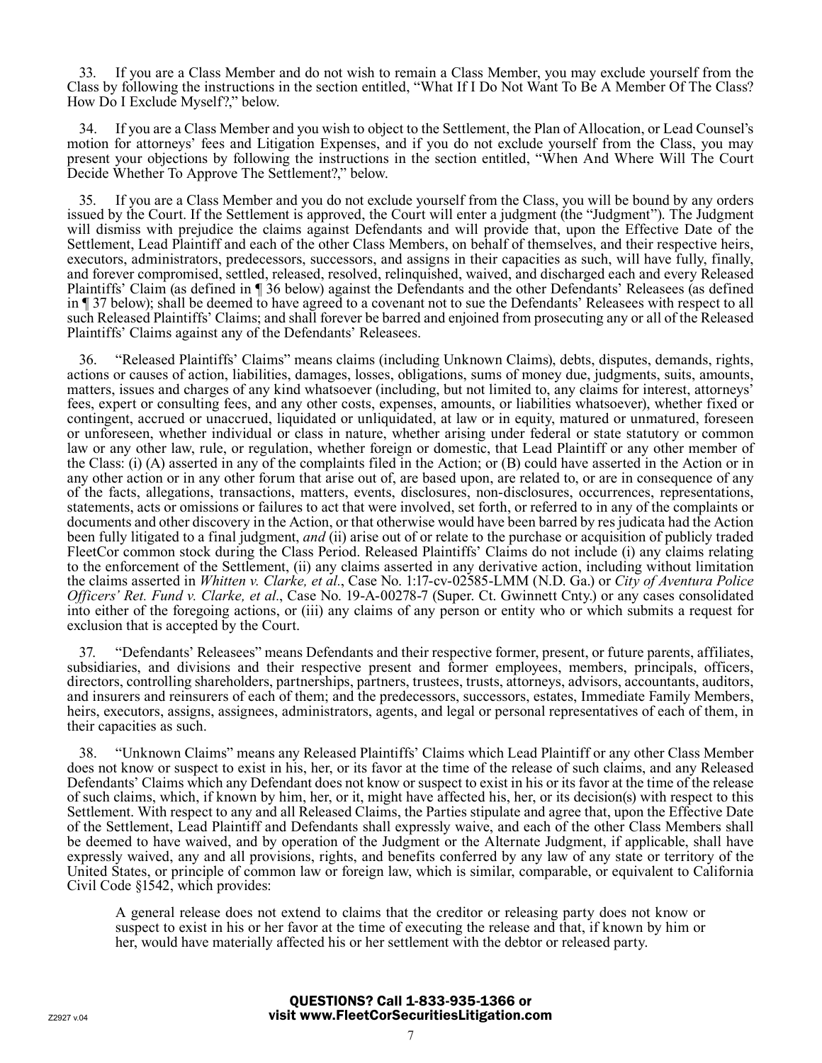33. If you are a Class Member and do not wish to remain a Class Member, you may exclude yourself from the Class by following the instructions in the section entitled, "What If I Do Not Want To Be A Member Of The Class? How Do I Exclude Myself?," below.

34. If you are a Class Member and you wish to object to the Settlement, the Plan of Allocation, or Lead Counsel's motion for attorneys' fees and Litigation Expenses, and if you do not exclude yourself from the Class, you may present your objections by following the instructions in the section entitled, "When And Where Will The Court Decide Whether To Approve The Settlement?," below.

35. If you are a Class Member and you do not exclude yourself from the Class, you will be bound by any orders issued by the Court. If the Settlement is approved, the Court will enter a judgment (the "Judgment"). The Judgment will dismiss with prejudice the claims against Defendants and will provide that, upon the Effective Date of the Settlement, Lead Plaintiff and each of the other Class Members, on behalf of themselves, and their respective heirs, executors, administrators, predecessors, successors, and assigns in their capacities as such, will have fully, finally, and forever compromised, settled, released, resolved, relinquished, waived, and discharged each and every Released Plaintiffs' Claim (as defined in ¶ 36 below) against the Defendants and the other Defendants' Releasees (as defined in ¶ 37 below); shall be deemed to have agreed to a covenant not to sue the Defendants' Releasees with respect to all such Released Plaintiffs' Claims; and shall forever be barred and enjoined from prosecuting any or all of the Released Plaintiffs' Claims against any of the Defendants' Releasees.

36. "Released Plaintiffs' Claims" means claims (including Unknown Claims), debts, disputes, demands, rights, actions or causes of action, liabilities, damages, losses, obligations, sums of money due, judgments, suits, amounts, matters, issues and charges of any kind whatsoever (including, but not limited to, any claims for interest, attorneys' fees, expert or consulting fees, and any other costs, expenses, amounts, or liabilities whatsoever), whether fixed or contingent, accrued or unaccrued, liquidated or unliquidated, at law or in equity, matured or unmatured, foreseen or unforeseen, whether individual or class in nature, whether arising under federal or state statutory or common law or any other law, rule, or regulation, whether foreign or domestic, that Lead Plaintiff or any other member of the Class: (i) (A) asserted in any of the complaints filed in the Action; or (B) could have asserted in the Action or in any other action or in any other forum that arise out of, are based upon, are related to, or are in consequence of any of the facts, allegations, transactions, matters, events, disclosures, non-disclosures, occurrences, representations, statements, acts or omissions or failures to act that were involved, set forth, or referred to in any of the complaints or documents and other discovery in the Action, or that otherwise would have been barred by res judicata had the Action been fully litigated to a final judgment, *and* (ii) arise out of or relate to the purchase or acquisition of publicly traded FleetCor common stock during the Class Period. Released Plaintiffs' Claims do not include (i) any claims relating to the enforcement of the Settlement, (ii) any claims asserted in any derivative action, including without limitation the claims asserted in *Whitten v. Clarke, et al.*, Case No. 1:17-cv-02585-LMM (N.D. Ga.) or *City of Aventura Police Officers' Ret. Fund v. Clarke, et al.*, Case No. 19-A-00278-7 (Super. Ct. Gwinnett Cnty.) or any cases consolidated into either of the foregoing actions, or (iii) any claims of any person or entity who or which submits a request for exclusion that is accepted by the Court.

37. "Defendants' Releasees" means Defendants and their respective former, present, or future parents, affiliates, subsidiaries, and divisions and their respective present and former employees, members, principals, officers, directors, controlling shareholders, partnerships, partners, trustees, trusts, attorneys, advisors, accountants, auditors, and insurers and reinsurers of each of them; and the predecessors, successors, estates, Immediate Family Members, heirs, executors, assigns, assignees, administrators, agents, and legal or personal representatives of each of them, in their capacities as such.

38. "Unknown Claims" means any Released Plaintiffs' Claims which Lead Plaintiff or any other Class Member does not know or suspect to exist in his, her, or its favor at the time of the release of such claims, and any Released Defendants' Claims which any Defendant does not know or suspect to exist in his or its favor at the time of the release of such claims, which, if known by him, her, or it, might have affected his, her, or its decision(s) with respect to this Settlement. With respect to any and all Released Claims, the Parties stipulate and agree that, upon the Effective Date of the Settlement, Lead Plaintiff and Defendants shall expressly waive, and each of the other Class Members shall be deemed to have waived, and by operation of the Judgment or the Alternate Judgment, if applicable, shall have expressly waived, any and all provisions, rights, and benefits conferred by any law of any state or territory of the United States, or principle of common law or foreign law, which is similar, comparable, or equivalent to California Civil Code §1542, which provides:

> A general release does not extend to claims that the creditor or releasing party does not know or suspect to exist in his or her favor at the time of executing the release and that, if known by him or her, would have materially affected his or her settlement with the debtor or released party.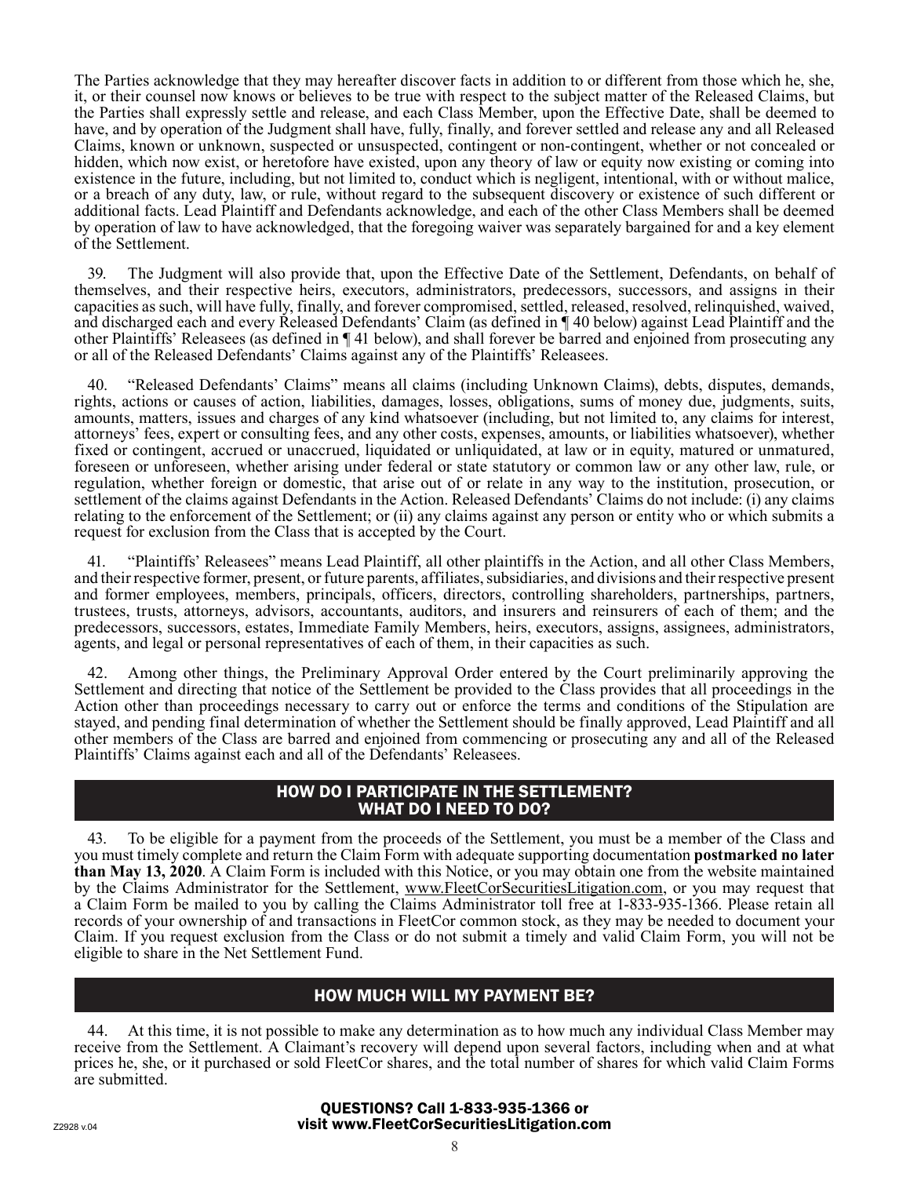The Parties acknowledge that they may hereafter discover facts in addition to or different from those which he, she, it, or their counsel now knows or believes to be true with respect to the subject matter of the Released Claims, but the Parties shall expressly settle and release, and each Class Member, upon the Effective Date, shall be deemed to have, and by operation of the Judgment shall have, fully, finally, and forever settled and release any and all Released Claims, known or unknown, suspected or unsuspected, contingent or non-contingent, whether or not concealed or hidden, which now exist, or heretofore have existed, upon any theory of law or equity now existing or coming into existence in the future, including, but not limited to, conduct which is negligent, intentional, with or without malice, or a breach of any duty, law, or rule, without regard to the subsequent discovery or existence of such different or additional facts. Lead Plaintiff and Defendants acknowledge, and each of the other Class Members shall be deemed by operation of law to have acknowledged, that the foregoing waiver was separately bargained for and a key element of the Settlement.

39. The Judgment will also provide that, upon the Effective Date of the Settlement, Defendants, on behalf of themselves, and their respective heirs, executors, administrators, predecessors, successors, and assigns in their capacities as such, will have fully, finally, and forever compromised, settled, released, resolved, relinquished, waived, and discharged each and every Released Defendants' Claim (as defined in ¶ 40 below) against Lead Plaintiff and the other Plaintiffs' Releasees (as defined in ¶ 41 below), and shall forever be barred and enjoined from prosecuting any or all of the Released Defendants' Claims against any of the Plaintiffs' Releasees.

40. "Released Defendants' Claims" means all claims (including Unknown Claims), debts, disputes, demands, rights, actions or causes of action, liabilities, damages, losses, obligations, sums of money due, judgments, suits, amounts, matters, issues and charges of any kind whatsoever (including, but not limited to, any claims for interest, attorneys' fees, expert or consulting fees, and any other costs, expenses, amounts, or liabilities whatsoever), whether fixed or contingent, accrued or unaccrued, liquidated or unliquidated, at law or in equity, matured or unmatured, foreseen or unforeseen, whether arising under federal or state statutory or common law or any other law, rule, or regulation, whether foreign or domestic, that arise out of or relate in any way to the institution, prosecution, or settlement of the claims against Defendants in the Action. Released Defendants' Claims do not include: (i) any claims relating to the enforcement of the Settlement; or (ii) any claims against any person or entity who or which submits a request for exclusion from the Class that is accepted by the Court.

41. "Plaintiffs' Releasees" means Lead Plaintiff, all other plaintiffs in the Action, and all other Class Members, and their respective former, present, or future parents, affiliates, subsidiaries, and divisions and their respective present and former employees, members, principals, officers, directors, controlling shareholders, partnerships, partners, trustees, trusts, attorneys, advisors, accountants, auditors, and insurers and reinsurers of each of them; and the predecessors, successors, estates, Immediate Family Members, heirs, executors, assigns, assignees, administrators, agents, and legal or personal representatives of each of them, in their capacities as such.

42. Among other things, the Preliminary Approval Order entered by the Court preliminarily approving the Settlement and directing that notice of the Settlement be provided to the Class provides that all proceedings in the Action other than proceedings necessary to carry out or enforce the terms and conditions of the Stipulation are stayed, and pending final determination of whether the Settlement should be finally approved, Lead Plaintiff and all other members of the Class are barred and enjoined from commencing or prosecuting any and all of the Released Plaintiffs' Claims against each and all of the Defendants' Releasees.

## HOW DO I PARTICIPATE IN THE SETTLEMENT? WHAT DO I NEED TO DO?

43. To be eligible for a payment from the proceeds of the Settlement, you must be a member of the Class and you must timely complete and return the Claim Form with adequate supporting documentation **postmarked no later than May 13, 2020**. A Claim Form is included with this Notice, or you may obtain one from the website maintained by the Claims Administrator for the Settlement, www.FleetCorSecuritiesLitigation.com, or you may request that a Claim Form be mailed to you by calling the Claims Administrator toll free at 1-833-935-1366. Please retain all records of your ownership of and transactions in FleetCor common stock, as they may be needed to document your Claim. If you request exclusion from the Class or do not submit a timely and valid Claim Form, you will not be eligible to share in the Net Settlement Fund.

## HOW MUCH WILL MY PAYMENT BE?

44. At this time, it is not possible to make any determination as to how much any individual Class Member may receive from the Settlement. A Claimant's recovery will depend upon several factors, including when and at what prices he, she, or it purchased or sold FleetCor shares, and the total number of shares for which valid Claim Forms are submitted.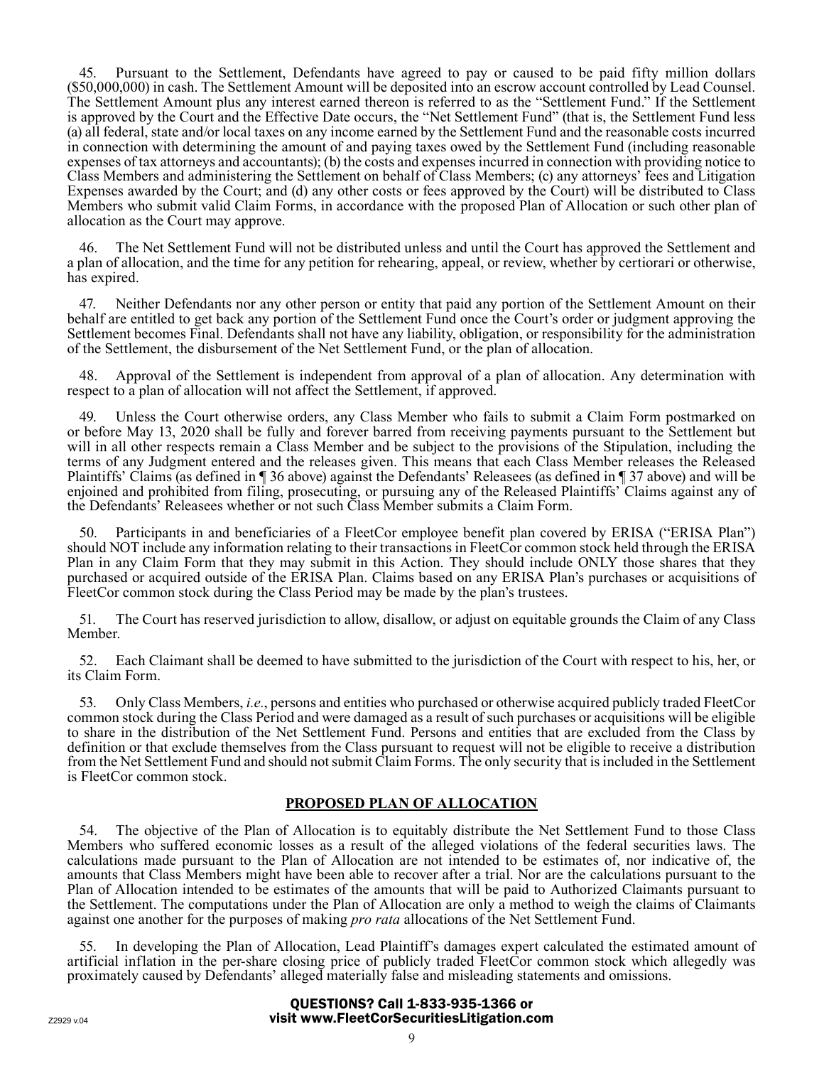45. Pursuant to the Settlement, Defendants have agreed to pay or caused to be paid fifty million dollars ($50,000,000) in cash. The Settlement Amount will be deposited into an escrow account controlled by Lead Counsel. The Settlement Amount plus any interest earned thereon is referred to as the "Settlement Fund." If the Settlement is approved by the Court and the Effective Date occurs, the "Net Settlement Fund" (that is, the Settlement Fund less (a) all federal, state and/or local taxes on any income earned by the Settlement Fund and the reasonable costs incurred in connection with determining the amount of and paying taxes owed by the Settlement Fund (including reasonable expenses of tax attorneys and accountants); (b) the costs and expenses incurred in connection with providing notice to Class Members and administering the Settlement on behalf of Class Members; (c) any attorneys' fees and Litigation Expenses awarded by the Court; and (d) any other costs or fees approved by the Court) will be distributed to Class Members who submit valid Claim Forms, in accordance with the proposed Plan of Allocation or such other plan of allocation as the Court may approve.

46. The Net Settlement Fund will not be distributed unless and until the Court has approved the Settlement and a plan of allocation, and the time for any petition for rehearing, appeal, or review, whether by certiorari or otherwise, has expired.

47. Neither Defendants nor any other person or entity that paid any portion of the Settlement Amount on their behalf are entitled to get back any portion of the Settlement Fund once the Court's order or judgment approving the Settlement becomes Final. Defendants shall not have any liability, obligation, or responsibility for the administration of the Settlement, the disbursement of the Net Settlement Fund, or the plan of allocation.

48. Approval of the Settlement is independent from approval of a plan of allocation. Any determination with respect to a plan of allocation will not affect the Settlement, if approved.

49. Unless the Court otherwise orders, any Class Member who fails to submit a Claim Form postmarked on or before May 13, 2020 shall be fully and forever barred from receiving payments pursuant to the Settlement but will in all other respects remain a Class Member and be subject to the provisions of the Stipulation, including the terms of any Judgment entered and the releases given. This means that each Class Member releases the Released Plaintiffs' Claims (as defined in ¶ 36 above) against the Defendants' Releasees (as defined in ¶ 37 above) and will be enjoined and prohibited from filing, prosecuting, or pursuing any of the Released Plaintiffs' Claims against any of the Defendants' Releasees whether or not such Class Member submits a Claim Form.

50. Participants in and beneficiaries of a FleetCor employee benefit plan covered by ERISA ("ERISA Plan") should NOT include any information relating to their transactions in FleetCor common stock held through the ERISA Plan in any Claim Form that they may submit in this Action. They should include ONLY those shares that they purchased or acquired outside of the ERISA Plan. Claims based on any ERISA Plan's purchases or acquisitions of FleetCor common stock during the Class Period may be made by the plan's trustees.

51. The Court has reserved jurisdiction to allow, disallow, or adjust on equitable grounds the Claim of any Class Member.

52. Each Claimant shall be deemed to have submitted to the jurisdiction of the Court with respect to his, her, or its Claim Form.

53. Only Class Members, *i.e.*, persons and entities who purchased or otherwise acquired publicly traded FleetCor common stock during the Class Period and were damaged as a result of such purchases or acquisitions will be eligible to share in the distribution of the Net Settlement Fund. Persons and entities that are excluded from the Class by definition or that exclude themselves from the Class pursuant to request will not be eligible to receive a distribution from the Net Settlement Fund and should not submit Claim Forms. The only security that is included in the Settlement is FleetCor common stock.

## PROPOSED PLAN OF ALLOCATION

54. The objective of the Plan of Allocation is to equitably distribute the Net Settlement Fund to those Class Members who suffered economic losses as a result of the alleged violations of the federal securities laws. The calculations made pursuant to the Plan of Allocation are not intended to be estimates of, nor indicative of, the amounts that Class Members might have been able to recover after a trial. Nor are the calculations pursuant to the Plan of Allocation intended to be estimates of the amounts that will be paid to Authorized Claimants pursuant to the Settlement. The computations under the Plan of Allocation are only a method to weigh the claims of Claimants against one another for the purposes of making *pro rata* allocations of the Net Settlement Fund.

55. In developing the Plan of Allocation, Lead Plaintiff's damages expert calculated the estimated amount of artificial inflation in the per-share closing price of publicly traded FleetCor common stock which allegedly was proximately caused by Defendants' alleged materially false and misleading statements and omissions.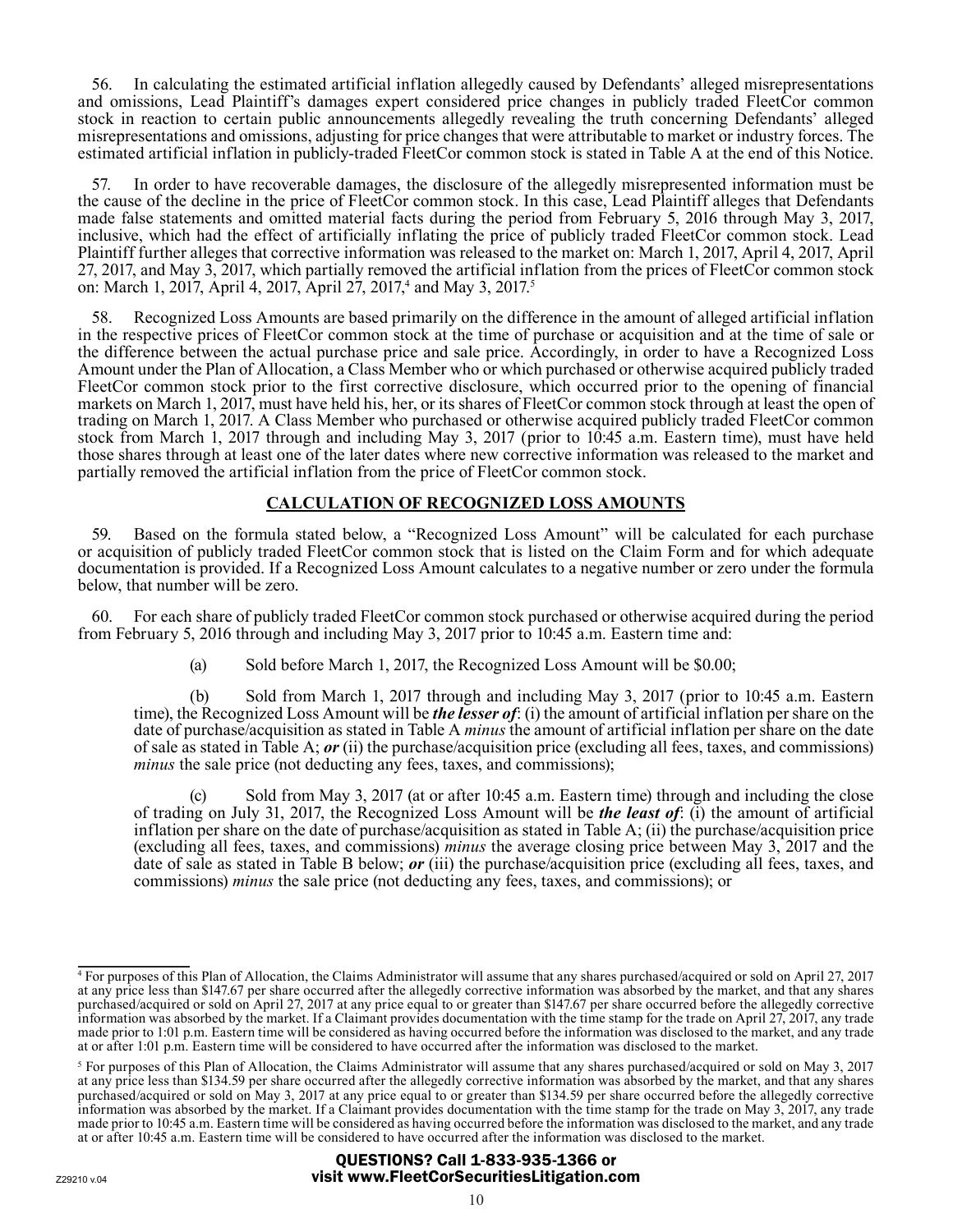56. In calculating the estimated artificial inflation allegedly caused by Defendants' alleged misrepresentations and omissions, Lead Plaintiff's damages expert considered price changes in publicly traded FleetCor common stock in reaction to certain public announcements allegedly revealing the truth concerning Defendants' alleged misrepresentations and omissions, adjusting for price changes that were attributable to market or industry forces. The estimated artificial inflation in publicly-traded FleetCor common stock is stated in Table A at the end of this Notice.

57. In order to have recoverable damages, the disclosure of the allegedly misrepresented information must be the cause of the decline in the price of FleetCor common stock. In this case, Lead Plaintiff alleges that Defendants made false statements and omitted material facts during the period from February 5, 2016 through May 3, 2017, inclusive, which had the effect of artificially inflating the price of publicly traded FleetCor common stock. Lead Plaintiff further alleges that corrective information was released to the market on: March 1, 2017, April 4, 2017, April 27, 2017, and May 3, 2017, which partially removed the artificial inflation from the prices of FleetCor common stock on: March 1, 2017, April 4, 2017, April 27, 2017,[4] and May 3, 2017.[5]

58. Recognized Loss Amounts are based primarily on the difference in the amount of alleged artificial inflation in the respective prices of FleetCor common stock at the time of purchase or acquisition and at the time of sale or the difference between the actual purchase price and sale price. Accordingly, in order to have a Recognized Loss Amount under the Plan of Allocation, a Class Member who or which purchased or otherwise acquired publicly traded FleetCor common stock prior to the first corrective disclosure, which occurred prior to the opening of financial markets on March 1, 2017, must have held his, her, or its shares of FleetCor common stock through at least the open of trading on March 1, 2017. A Class Member who purchased or otherwise acquired publicly traded FleetCor common stock from March 1, 2017 through and including May 3, 2017 (prior to 10:45 a.m. Eastern time), must have held those shares through at least one of the later dates where new corrective information was released to the market and partially removed the artificial inflation from the price of FleetCor common stock.

## CALCULATION OF RECOGNIZED LOSS AMOUNTS

59. Based on the formula stated below, a "Recognized Loss Amount" will be calculated for each purchase or acquisition of publicly traded FleetCor common stock that is listed on the Claim Form and for which adequate documentation is provided. If a Recognized Loss Amount calculates to a negative number or zero under the formula below, that number will be zero.

60. For each share of publicly traded FleetCor common stock purchased or otherwise acquired during the period from February 5, 2016 through and including May 3, 2017 prior to 10:45 a.m. Eastern time and:

(a) Sold before March 1, 2017, the Recognized Loss Amount will be $0.00;

(b) Sold from March 1, 2017 through and including May 3, 2017 (prior to 10:45 a.m. Eastern time), the Recognized Loss Amount will be ***the lesser of***: (i) the amount of artificial inflation per share on the date of purchase/acquisition as stated in Table A *minus* the amount of artificial inflation per share on the date of sale as stated in Table A; ***or*** (ii) the purchase/acquisition price (excluding all fees, taxes, and commissions) *minus* the sale price (not deducting any fees, taxes, and commissions);

(c) Sold from May 3, 2017 (at or after 10:45 a.m. Eastern time) through and including the close of trading on July 31, 2017, the Recognized Loss Amount will be ***the least of***: (i) the amount of artificial inflation per share on the date of purchase/acquisition as stated in Table A; (ii) the purchase/acquisition price (excluding all fees, taxes, and commissions) *minus* the average closing price between May 3, 2017 and the date of sale as stated in Table B below; ***or*** (iii) the purchase/acquisition price (excluding all fees, taxes, and commissions) *minus* the sale price (not deducting any fees, taxes, and commissions); or

---

[4] For purposes of this Plan of Allocation, the Claims Administrator will assume that any shares purchased/acquired or sold on April 27, 2017 at any price less than $147.67 per share occurred after the allegedly corrective information was absorbed by the market, and that any shares purchased/acquired or sold on April 27, 2017 at any price equal to or greater than $147.67 per share occurred before the allegedly corrective information was absorbed by the market. If a Claimant provides documentation with the time stamp for the trade on April 27, 2017, any trade made prior to 1:01 p.m. Eastern time will be considered as having occurred before the information was disclosed to the market, and any trade at or after 1:01 p.m. Eastern time will be considered to have occurred after the information was disclosed to the market.

[5] For purposes of this Plan of Allocation, the Claims Administrator will assume that any shares purchased/acquired or sold on May 3, 2017 at any price less than $134.59 per share occurred after the allegedly corrective information was absorbed by the market, and that any shares purchased/acquired or sold on May 3, 2017 at any price equal to or greater than $134.59 per share occurred before the allegedly corrective information was absorbed by the market. If a Claimant provides documentation with the time stamp for the trade on May 3, 2017, any trade made prior to 10:45 a.m. Eastern time will be considered as having occurred before the information was disclosed to the market, and any trade at or after 10:45 a.m. Eastern time will be considered to have occurred after the information was disclosed to the market.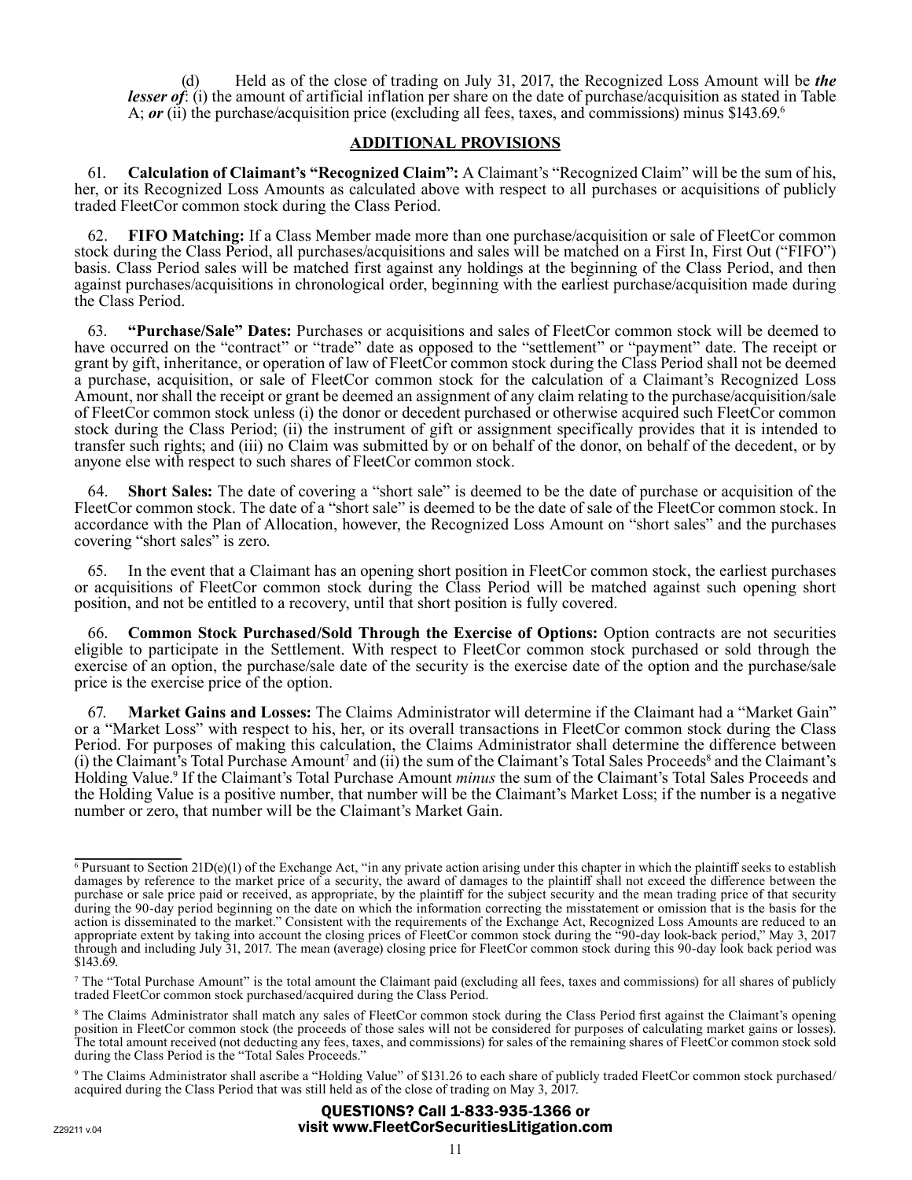(d) Held as of the close of trading on July 31, 2017, the Recognized Loss Amount will be ***the lesser of***: (i) the amount of artificial inflation per share on the date of purchase/acquisition as stated in Table A; ***or*** (ii) the purchase/acquisition price (excluding all fees, taxes, and commissions) minus $143.69.[6]

## ADDITIONAL PROVISIONS

61. **Calculation of Claimant's "Recognized Claim":** A Claimant's "Recognized Claim" will be the sum of his, her, or its Recognized Loss Amounts as calculated above with respect to all purchases or acquisitions of publicly traded FleetCor common stock during the Class Period.

62. **FIFO Matching:** If a Class Member made more than one purchase/acquisition or sale of FleetCor common stock during the Class Period, all purchases/acquisitions and sales will be matched on a First In, First Out ("FIFO") basis. Class Period sales will be matched first against any holdings at the beginning of the Class Period, and then against purchases/acquisitions in chronological order, beginning with the earliest purchase/acquisition made during the Class Period.

63. **"Purchase/Sale" Dates:** Purchases or acquisitions and sales of FleetCor common stock will be deemed to have occurred on the "contract" or "trade" date as opposed to the "settlement" or "payment" date. The receipt or grant by gift, inheritance, or operation of law of FleetCor common stock during the Class Period shall not be deemed a purchase, acquisition, or sale of FleetCor common stock for the calculation of a Claimant's Recognized Loss Amount, nor shall the receipt or grant be deemed an assignment of any claim relating to the purchase/acquisition/sale of FleetCor common stock unless (i) the donor or decedent purchased or otherwise acquired such FleetCor common stock during the Class Period; (ii) the instrument of gift or assignment specifically provides that it is intended to transfer such rights; and (iii) no Claim was submitted by or on behalf of the donor, on behalf of the decedent, or by anyone else with respect to such shares of FleetCor common stock.

64. **Short Sales:** The date of covering a "short sale" is deemed to be the date of purchase or acquisition of the FleetCor common stock. The date of a "short sale" is deemed to be the date of sale of the FleetCor common stock. In accordance with the Plan of Allocation, however, the Recognized Loss Amount on "short sales" and the purchases covering "short sales" is zero.

65. In the event that a Claimant has an opening short position in FleetCor common stock, the earliest purchases or acquisitions of FleetCor common stock during the Class Period will be matched against such opening short position, and not be entitled to a recovery, until that short position is fully covered.

66. **Common Stock Purchased/Sold Through the Exercise of Options:** Option contracts are not securities eligible to participate in the Settlement. With respect to FleetCor common stock purchased or sold through the exercise of an option, the purchase/sale date of the security is the exercise date of the option and the purchase/sale price is the exercise price of the option.

67. **Market Gains and Losses:** The Claims Administrator will determine if the Claimant had a "Market Gain" or a "Market Loss" with respect to his, her, or its overall transactions in FleetCor common stock during the Class Period. For purposes of making this calculation, the Claims Administrator shall determine the difference between (i) the Claimant's Total Purchase Amount[7] and (ii) the sum of the Claimant's Total Sales Proceeds[8] and the Claimant's Holding Value.[9] If the Claimant's Total Purchase Amount *minus* the sum of the Claimant's Total Sales Proceeds and the Holding Value is a positive number, that number will be the Claimant's Market Loss; if the number is a negative number or zero, that number will be the Claimant's Market Gain.

---

[6] Pursuant to Section 21D(e)(1) of the Exchange Act, "in any private action arising under this chapter in which the plaintiff seeks to establish damages by reference to the market price of a security, the award of damages to the plaintiff shall not exceed the difference between the purchase or sale price paid or received, as appropriate, by the plaintiff for the subject security and the mean trading price of that security during the 90-day period beginning on the date on which the information correcting the misstatement or omission that is the basis for the action is disseminated to the market." Consistent with the requirements of the Exchange Act, Recognized Loss Amounts are reduced to an appropriate extent by taking into account the closing prices of FleetCor common stock during the "90-day look-back period," May 3, 2017 through and including July 31, 2017. The mean (average) closing price for FleetCor common stock during this 90-day look back period was $143.69.

[7] The "Total Purchase Amount" is the total amount the Claimant paid (excluding all fees, taxes and commissions) for all shares of publicly traded FleetCor common stock purchased/acquired during the Class Period.

[8] The Claims Administrator shall match any sales of FleetCor common stock during the Class Period first against the Claimant's opening position in FleetCor common stock (the proceeds of those sales will not be considered for purposes of calculating market gains or losses). The total amount received (not deducting any fees, taxes, and commissions) for sales of the remaining shares of FleetCor common stock sold during the Class Period is the "Total Sales Proceeds."

[9] The Claims Administrator shall ascribe a "Holding Value" of $131.26 to each share of publicly traded FleetCor common stock purchased/acquired during the Class Period that was still held as of the close of trading on May 3, 2017.

**QUESTIONS? Call 1-833-935-1366 or visit www.FleetCorSecuritiesLitigation.com**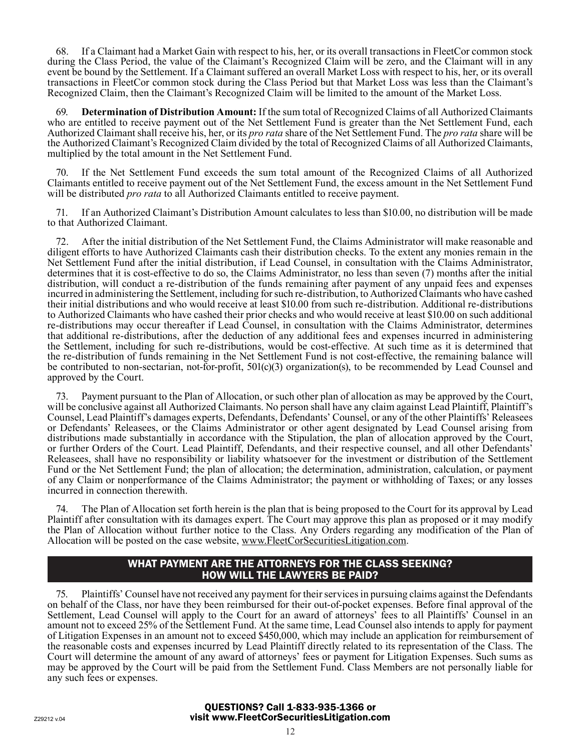68. If a Claimant had a Market Gain with respect to his, her, or its overall transactions in FleetCor common stock during the Class Period, the value of the Claimant's Recognized Claim will be zero, and the Claimant will in any event be bound by the Settlement. If a Claimant suffered an overall Market Loss with respect to his, her, or its overall transactions in FleetCor common stock during the Class Period but that Market Loss was less than the Claimant's Recognized Claim, then the Claimant's Recognized Claim will be limited to the amount of the Market Loss.

69. **Determination of Distribution Amount:** If the sum total of Recognized Claims of all Authorized Claimants who are entitled to receive payment out of the Net Settlement Fund is greater than the Net Settlement Fund, each Authorized Claimant shall receive his, her, or its *pro rata* share of the Net Settlement Fund. The *pro rata* share will be the Authorized Claimant's Recognized Claim divided by the total of Recognized Claims of all Authorized Claimants, multiplied by the total amount in the Net Settlement Fund.

70. If the Net Settlement Fund exceeds the sum total amount of the Recognized Claims of all Authorized Claimants entitled to receive payment out of the Net Settlement Fund, the excess amount in the Net Settlement Fund will be distributed *pro rata* to all Authorized Claimants entitled to receive payment.

71. If an Authorized Claimant's Distribution Amount calculates to less than $10.00, no distribution will be made to that Authorized Claimant.

72. After the initial distribution of the Net Settlement Fund, the Claims Administrator will make reasonable and diligent efforts to have Authorized Claimants cash their distribution checks. To the extent any monies remain in the Net Settlement Fund after the initial distribution, if Lead Counsel, in consultation with the Claims Administrator, determines that it is cost-effective to do so, the Claims Administrator, no less than seven (7) months after the initial distribution, will conduct a re-distribution of the funds remaining after payment of any unpaid fees and expenses incurred in administering the Settlement, including for such re-distribution, to Authorized Claimants who have cashed their initial distributions and who would receive at least $10.00 from such re-distribution. Additional re-distributions to Authorized Claimants who have cashed their prior checks and who would receive at least $10.00 on such additional re-distributions may occur thereafter if Lead Counsel, in consultation with the Claims Administrator, determines that additional re-distributions, after the deduction of any additional fees and expenses incurred in administering the Settlement, including for such re-distributions, would be cost-effective. At such time as it is determined that the re-distribution of funds remaining in the Net Settlement Fund is not cost-effective, the remaining balance will be contributed to non-sectarian, not-for-profit, 501(c)(3) organization(s), to be recommended by Lead Counsel and approved by the Court.

73. Payment pursuant to the Plan of Allocation, or such other plan of allocation as may be approved by the Court, will be conclusive against all Authorized Claimants. No person shall have any claim against Lead Plaintiff, Plaintiff's Counsel, Lead Plaintiff's damages experts, Defendants, Defendants' Counsel, or any of the other Plaintiffs' Releasees or Defendants' Releasees, or the Claims Administrator or other agent designated by Lead Counsel arising from distributions made substantially in accordance with the Stipulation, the plan of allocation approved by the Court, or further Orders of the Court. Lead Plaintiff, Defendants, and their respective counsel, and all other Defendants' Releasees, shall have no responsibility or liability whatsoever for the investment or distribution of the Settlement Fund or the Net Settlement Fund; the plan of allocation; the determination, administration, calculation, or payment of any Claim or nonperformance of the Claims Administrator; the payment or withholding of Taxes; or any losses incurred in connection therewith.

74. The Plan of Allocation set forth herein is the plan that is being proposed to the Court for its approval by Lead Plaintiff after consultation with its damages expert. The Court may approve this plan as proposed or it may modify the Plan of Allocation without further notice to the Class. Any Orders regarding any modification of the Plan of Allocation will be posted on the case website, www.FleetCorSecuritiesLitigation.com.

## WHAT PAYMENT ARE THE ATTORNEYS FOR THE CLASS SEEKING? HOW WILL THE LAWYERS BE PAID?

75. Plaintiffs' Counsel have not received any payment for their services in pursuing claims against the Defendants on behalf of the Class, nor have they been reimbursed for their out-of-pocket expenses. Before final approval of the Settlement, Lead Counsel will apply to the Court for an award of attorneys' fees to all Plaintiffs' Counsel in an amount not to exceed 25% of the Settlement Fund. At the same time, Lead Counsel also intends to apply for payment of Litigation Expenses in an amount not to exceed $450,000, which may include an application for reimbursement of the reasonable costs and expenses incurred by Lead Plaintiff directly related to its representation of the Class. The Court will determine the amount of any award of attorneys' fees or payment for Litigation Expenses. Such sums as may be approved by the Court will be paid from the Settlement Fund. Class Members are not personally liable for any such fees or expenses.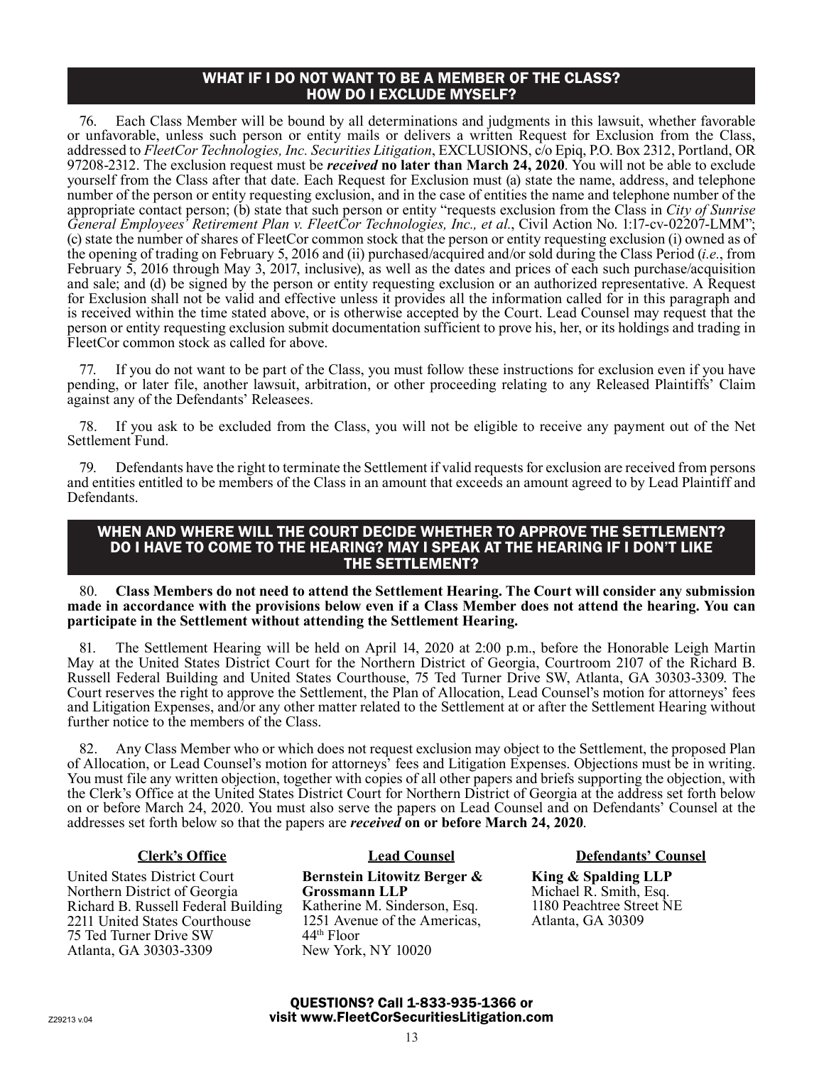## WHAT IF I DO NOT WANT TO BE A MEMBER OF THE CLASS? HOW DO I EXCLUDE MYSELF?

76. Each Class Member will be bound by all determinations and judgments in this lawsuit, whether favorable or unfavorable, unless such person or entity mails or delivers a written Request for Exclusion from the Class, addressed to *FleetCor Technologies, Inc. Securities Litigation*, EXCLUSIONS, c/o Epiq, P.O. Box 2312, Portland, OR 97208-2312. The exclusion request must be ***received* no later than March 24, 2020**. You will not be able to exclude yourself from the Class after that date. Each Request for Exclusion must (a) state the name, address, and telephone number of the person or entity requesting exclusion, and in the case of entities the name and telephone number of the appropriate contact person; (b) state that such person or entity "requests exclusion from the Class in *City of Sunrise General Employees' Retirement Plan v. FleetCor Technologies, Inc., et al.*, Civil Action No. 1:17-cv-02207-LMM"; (c) state the number of shares of FleetCor common stock that the person or entity requesting exclusion (i) owned as of the opening of trading on February 5, 2016 and (ii) purchased/acquired and/or sold during the Class Period (*i.e.*, from February 5, 2016 through May 3, 2017, inclusive), as well as the dates and prices of each such purchase/acquisition and sale; and (d) be signed by the person or entity requesting exclusion or an authorized representative. A Request for Exclusion shall not be valid and effective unless it provides all the information called for in this paragraph and is received within the time stated above, or is otherwise accepted by the Court. Lead Counsel may request that the person or entity requesting exclusion submit documentation sufficient to prove his, her, or its holdings and trading in FleetCor common stock as called for above.

77. If you do not want to be part of the Class, you must follow these instructions for exclusion even if you have pending, or later file, another lawsuit, arbitration, or other proceeding relating to any Released Plaintiffs' Claim against any of the Defendants' Releasees.

78. If you ask to be excluded from the Class, you will not be eligible to receive any payment out of the Net Settlement Fund.

79. Defendants have the right to terminate the Settlement if valid requests for exclusion are received from persons and entities entitled to be members of the Class in an amount that exceeds an amount agreed to by Lead Plaintiff and Defendants.

## WHEN AND WHERE WILL THE COURT DECIDE WHETHER TO APPROVE THE SETTLEMENT? DO I HAVE TO COME TO THE HEARING? MAY I SPEAK AT THE HEARING IF I DON'T LIKE THE SETTLEMENT?

80. **Class Members do not need to attend the Settlement Hearing. The Court will consider any submission made in accordance with the provisions below even if a Class Member does not attend the hearing. You can participate in the Settlement without attending the Settlement Hearing.**

81. The Settlement Hearing will be held on April 14, 2020 at 2:00 p.m., before the Honorable Leigh Martin May at the United States District Court for the Northern District of Georgia, Courtroom 2107 of the Richard B. Russell Federal Building and United States Courthouse, 75 Ted Turner Drive SW, Atlanta, GA 30303-3309. The Court reserves the right to approve the Settlement, the Plan of Allocation, Lead Counsel's motion for attorneys' fees and Litigation Expenses, and/or any other matter related to the Settlement at or after the Settlement Hearing without further notice to the members of the Class.

82. Any Class Member who or which does not request exclusion may object to the Settlement, the proposed Plan of Allocation, or Lead Counsel's motion for attorneys' fees and Litigation Expenses. Objections must be in writing. You must file any written objection, together with copies of all other papers and briefs supporting the objection, with the Clerk's Office at the United States District Court for Northern District of Georgia at the address set forth below on or before March 24, 2020. You must also serve the papers on Lead Counsel and on Defendants' Counsel at the addresses set forth below so that the papers are ***received* on or before March 24, 2020**.

| **Clerk's Office** | **Lead Counsel** | **Defendants' Counsel** |
|---|---|---|
| United States District Court<br>Northern District of Georgia<br>Richard B. Russell Federal Building<br>2211 United States Courthouse<br>75 Ted Turner Drive SW<br>Atlanta, GA 30303-3309 | **Bernstein Litowitz Berger & Grossmann LLP**<br>Katherine M. Sinderson, Esq.<br>1251 Avenue of the Americas, 44th Floor<br>New York, NY 10020 | **King & Spalding LLP**<br>Michael R. Smith, Esq.<br>1180 Peachtree Street NE<br>Atlanta, GA 30309 |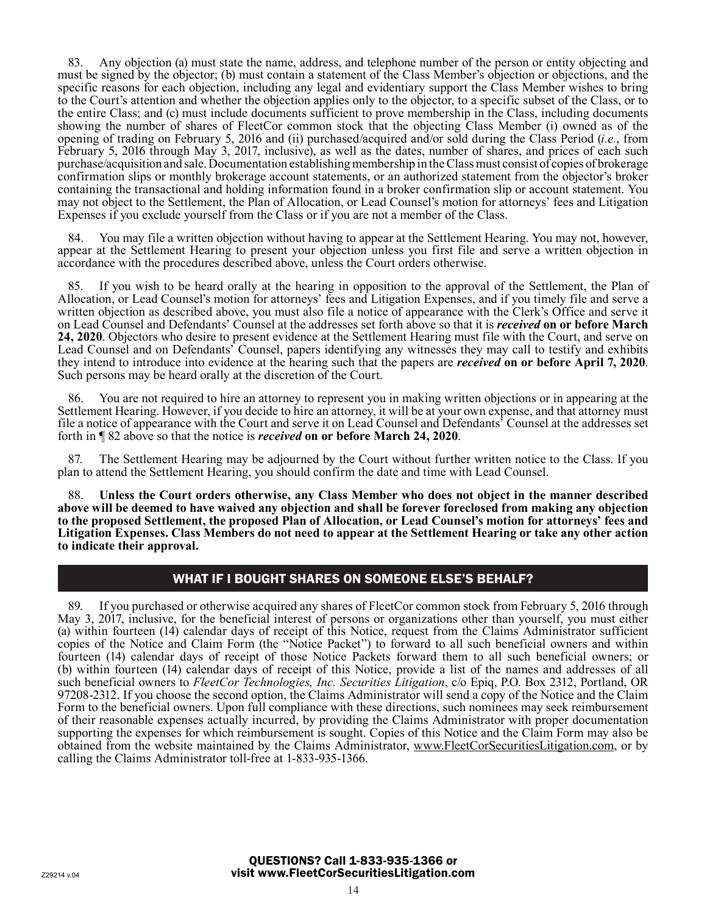83. Any objection (a) must state the name, address, and telephone number of the person or entity objecting and must be signed by the objector; (b) must contain a statement of the Class Member's objection or objections, and the specific reasons for each objection, including any legal and evidentiary support the Class Member wishes to bring to the Court's attention and whether the objection applies only to the objector, to a specific subset of the Class, or to the entire Class; and (c) must include documents sufficient to prove membership in the Class, including documents showing the number of shares of FleetCor common stock that the objecting Class Member (i) owned as of the opening of trading on February 5, 2016 and (ii) purchased/acquired and/or sold during the Class Period (*i.e.*, from February 5, 2016 through May 3, 2017, inclusive), as well as the dates, number of shares, and prices of each such purchase/acquisition and sale. Documentation establishing membership in the Class must consist of copies of brokerage confirmation slips or monthly brokerage account statements, or an authorized statement from the objector's broker containing the transactional and holding information found in a broker confirmation slip or account statement. You may not object to the Settlement, the Plan of Allocation, or Lead Counsel's motion for attorneys' fees and Litigation Expenses if you exclude yourself from the Class or if you are not a member of the Class.

84. You may file a written objection without having to appear at the Settlement Hearing. You may not, however, appear at the Settlement Hearing to present your objection unless you first file and serve a written objection in accordance with the procedures described above, unless the Court orders otherwise.

85. If you wish to be heard orally at the hearing in opposition to the approval of the Settlement, the Plan of Allocation, or Lead Counsel's motion for attorneys' fees and Litigation Expenses, and if you timely file and serve a written objection as described above, you must also file a notice of appearance with the Clerk's Office and serve it on Lead Counsel and Defendants' Counsel at the addresses set forth above so that it is ***received*** **on or before March 24, 2020**. Objectors who desire to present evidence at the Settlement Hearing must file with the Court, and serve on Lead Counsel and on Defendants' Counsel, papers identifying any witnesses they may call to testify and exhibits they intend to introduce into evidence at the hearing such that the papers are ***received*** **on or before April 7, 2020**. Such persons may be heard orally at the discretion of the Court.

86. You are not required to hire an attorney to represent you in making written objections or in appearing at the Settlement Hearing. However, if you decide to hire an attorney, it will be at your own expense, and that attorney must file a notice of appearance with the Court and serve it on Lead Counsel and Defendants' Counsel at the addresses set forth in ¶ 82 above so that the notice is ***received*** **on or before March 24, 2020**.

87. The Settlement Hearing may be adjourned by the Court without further written notice to the Class. If you plan to attend the Settlement Hearing, you should confirm the date and time with Lead Counsel.

88. **Unless the Court orders otherwise, any Class Member who does not object in the manner described above will be deemed to have waived any objection and shall be forever foreclosed from making any objection to the proposed Settlement, the proposed Plan of Allocation, or Lead Counsel's motion for attorneys' fees and Litigation Expenses. Class Members do not need to appear at the Settlement Hearing or take any other action to indicate their approval.**

## WHAT IF I BOUGHT SHARES ON SOMEONE ELSE'S BEHALF?

89. If you purchased or otherwise acquired any shares of FleetCor common stock from February 5, 2016 through May 3, 2017, inclusive, for the beneficial interest of persons or organizations other than yourself, you must either (a) within fourteen (14) calendar days of receipt of this Notice, request from the Claims Administrator sufficient copies of the Notice and Claim Form (the "Notice Packet") to forward to all such beneficial owners and within fourteen (14) calendar days of receipt of those Notice Packets forward them to all such beneficial owners; or (b) within fourteen (14) calendar days of receipt of this Notice, provide a list of the names and addresses of all such beneficial owners to *FleetCor Technologies, Inc. Securities Litigation*, c/o Epiq, P.O. Box 2312, Portland, OR 97208-2312. If you choose the second option, the Claims Administrator will send a copy of the Notice and the Claim Form to the beneficial owners. Upon full compliance with these directions, such nominees may seek reimbursement of their reasonable expenses actually incurred, by providing the Claims Administrator with proper documentation supporting the expenses for which reimbursement is sought. Copies of this Notice and the Claim Form may also be obtained from the website maintained by the Claims Administrator, www.FleetCorSecuritiesLitigation.com, or by calling the Claims Administrator toll-free at 1-833-935-1366.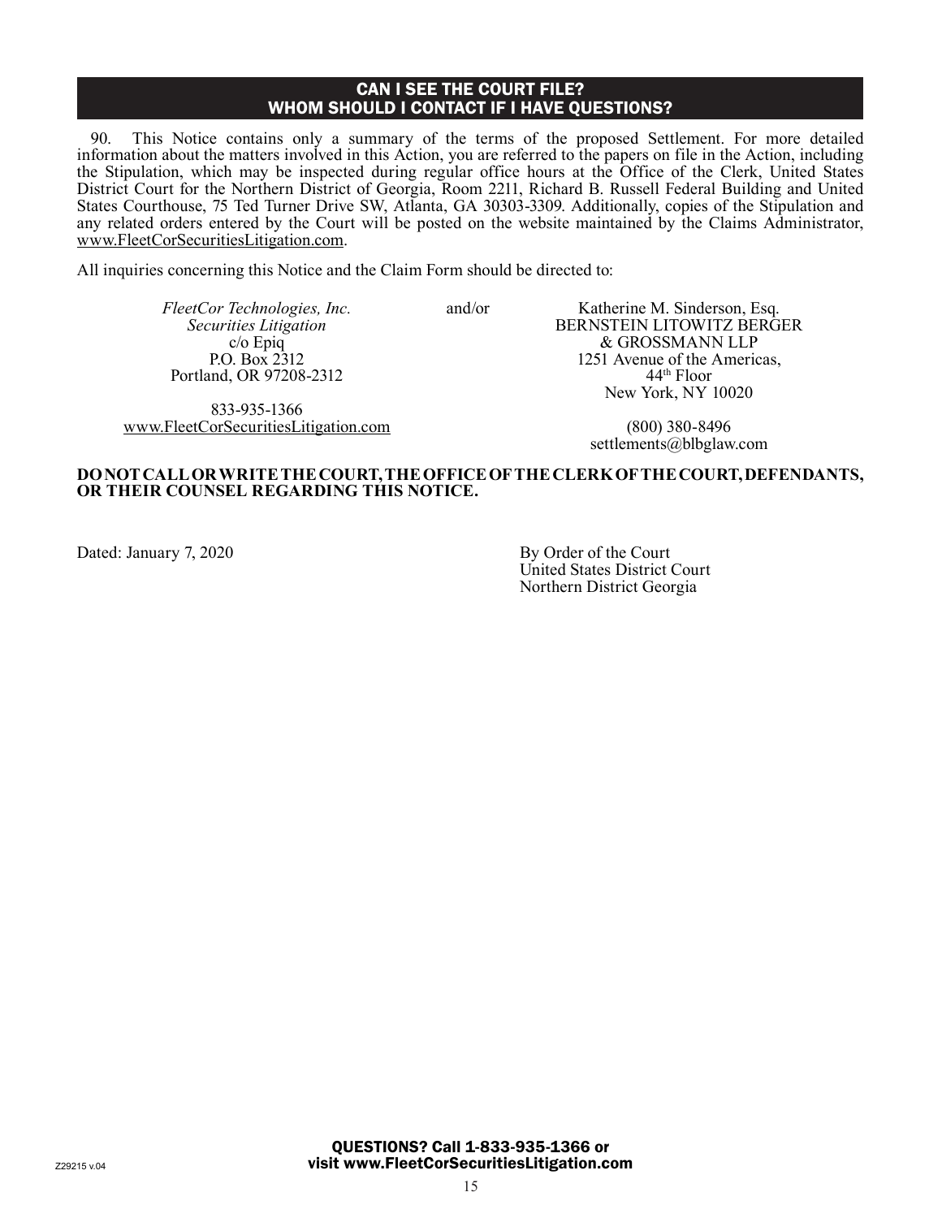## CAN I SEE THE COURT FILE? WHOM SHOULD I CONTACT IF I HAVE QUESTIONS?

90. This Notice contains only a summary of the terms of the proposed Settlement. For more detailed information about the matters involved in this Action, you are referred to the papers on file in the Action, including the Stipulation, which may be inspected during regular office hours at the Office of the Clerk, United States District Court for the Northern District of Georgia, Room 2211, Richard B. Russell Federal Building and United States Courthouse, 75 Ted Turner Drive SW, Atlanta, GA 30303-3309. Additionally, copies of the Stipulation and any related orders entered by the Court will be posted on the website maintained by the Claims Administrator, www.FleetCorSecuritiesLitigation.com.

All inquiries concerning this Notice and the Claim Form should be directed to:

*FleetCor Technologies, Inc.*
*Securities Litigation*
c/o Epiq
P.O. Box 2312
Portland, OR 97208-2312

833-935-1366
www.FleetCorSecuritiesLitigation.com

and/or

Katherine M. Sinderson, Esq.
BERNSTEIN LITOWITZ BERGER & GROSSMANN LLP
1251 Avenue of the Americas, 44th Floor
New York, NY 10020

(800) 380-8496
settlements@blbglaw.com

**DO NOT CALL OR WRITE THE COURT, THE OFFICE OF THE CLERK OF THE COURT, DEFENDANTS, OR THEIR COUNSEL REGARDING THIS NOTICE.**

Dated: January 7, 2020

By Order of the Court
United States District Court
Northern District Georgia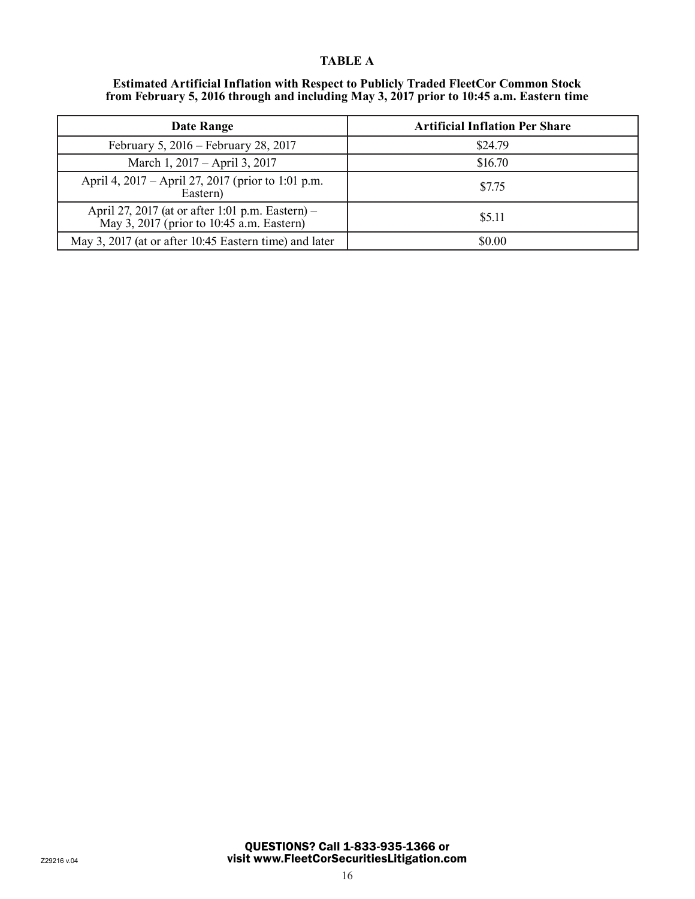## TABLE A

**Estimated Artificial Inflation with Respect to Publicly Traded FleetCor Common Stock from February 5, 2016 through and including May 3, 2017 prior to 10:45 a.m. Eastern time**

| Date Range | Artificial Inflation Per Share |
|---|---|
| February 5, 2016 – February 28, 2017 | $24.79 |
| March 1, 2017 – April 3, 2017 | $16.70 |
| April 4, 2017 – April 27, 2017 (prior to 1:01 p.m. Eastern) | $7.75 |
| April 27, 2017 (at or after 1:01 p.m. Eastern) – May 3, 2017 (prior to 10:45 a.m. Eastern) | $5.11 |
| May 3, 2017 (at or after 10:45 Eastern time) and later | $0.00 |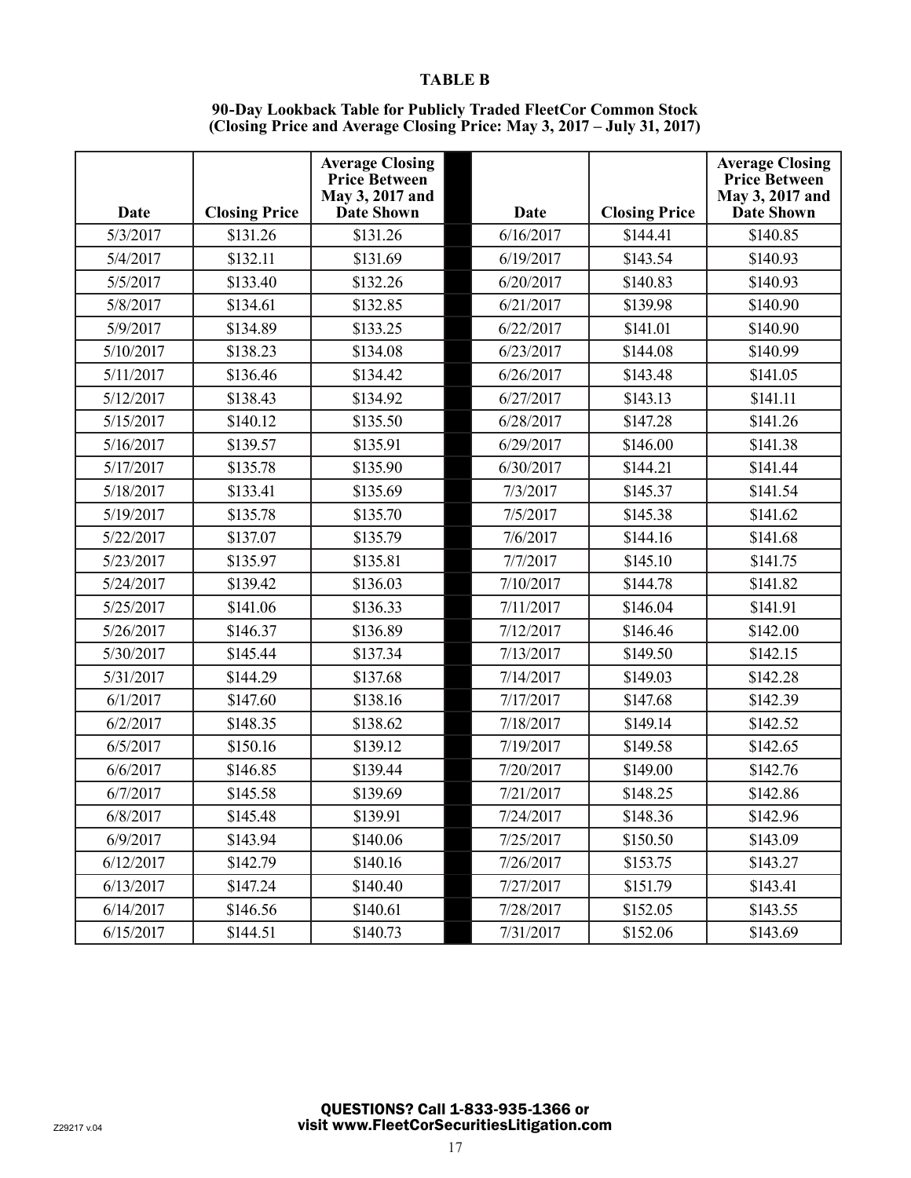**TABLE B**

**90-Day Lookback Table for Publicly Traded FleetCor Common Stock (Closing Price and Average Closing Price: May 3, 2017 – July 31, 2017)**

| Date | Closing Price | Average Closing Price Between May 3, 2017 and Date Shown | Date | Closing Price | Average Closing Price Between May 3, 2017 and Date Shown |
|---|---|---|---|---|---|
| 5/3/2017 | $131.26 | $131.26 | 6/16/2017 | $144.41 | $140.85 |
| 5/4/2017 | $132.11 | $131.69 | 6/19/2017 | $143.54 | $140.93 |
| 5/5/2017 | $133.40 | $132.26 | 6/20/2017 | $140.83 | $140.93 |
| 5/8/2017 | $134.61 | $132.85 | 6/21/2017 | $139.98 | $140.90 |
| 5/9/2017 | $134.89 | $133.25 | 6/22/2017 | $141.01 | $140.90 |
| 5/10/2017 | $138.23 | $134.08 | 6/23/2017 | $144.08 | $140.99 |
| 5/11/2017 | $136.46 | $134.42 | 6/26/2017 | $143.48 | $141.05 |
| 5/12/2017 | $138.43 | $134.92 | 6/27/2017 | $143.13 | $141.11 |
| 5/15/2017 | $140.12 | $135.50 | 6/28/2017 | $147.28 | $141.26 |
| 5/16/2017 | $139.57 | $135.91 | 6/29/2017 | $146.00 | $141.38 |
| 5/17/2017 | $135.78 | $135.90 | 6/30/2017 | $144.21 | $141.44 |
| 5/18/2017 | $133.41 | $135.69 | 7/3/2017 | $145.37 | $141.54 |
| 5/19/2017 | $135.78 | $135.70 | 7/5/2017 | $145.38 | $141.62 |
| 5/22/2017 | $137.07 | $135.79 | 7/6/2017 | $144.16 | $141.68 |
| 5/23/2017 | $135.97 | $135.81 | 7/7/2017 | $145.10 | $141.75 |
| 5/24/2017 | $139.42 | $136.03 | 7/10/2017 | $144.78 | $141.82 |
| 5/25/2017 | $141.06 | $136.33 | 7/11/2017 | $146.04 | $141.91 |
| 5/26/2017 | $146.37 | $136.89 | 7/12/2017 | $146.46 | $142.00 |
| 5/30/2017 | $145.44 | $137.34 | 7/13/2017 | $149.50 | $142.15 |
| 5/31/2017 | $144.29 | $137.68 | 7/14/2017 | $149.03 | $142.28 |
| 6/1/2017 | $147.60 | $138.16 | 7/17/2017 | $147.68 | $142.39 |
| 6/2/2017 | $148.35 | $138.62 | 7/18/2017 | $149.14 | $142.52 |
| 6/5/2017 | $150.16 | $139.12 | 7/19/2017 | $149.58 | $142.65 |
| 6/6/2017 | $146.85 | $139.44 | 7/20/2017 | $149.00 | $142.76 |
| 6/7/2017 | $145.58 | $139.69 | 7/21/2017 | $148.25 | $142.86 |
| 6/8/2017 | $145.48 | $139.91 | 7/24/2017 | $148.36 | $142.96 |
| 6/9/2017 | $143.94 | $140.06 | 7/25/2017 | $150.50 | $143.09 |
| 6/12/2017 | $142.79 | $140.16 | 7/26/2017 | $153.75 | $143.27 |
| 6/13/2017 | $147.24 | $140.40 | 7/27/2017 | $151.79 | $143.41 |
| 6/14/2017 | $146.56 | $140.61 | 7/28/2017 | $152.05 | $143.55 |
| 6/15/2017 | $144.51 | $140.73 | 7/31/2017 | $152.06 | $143.69 |